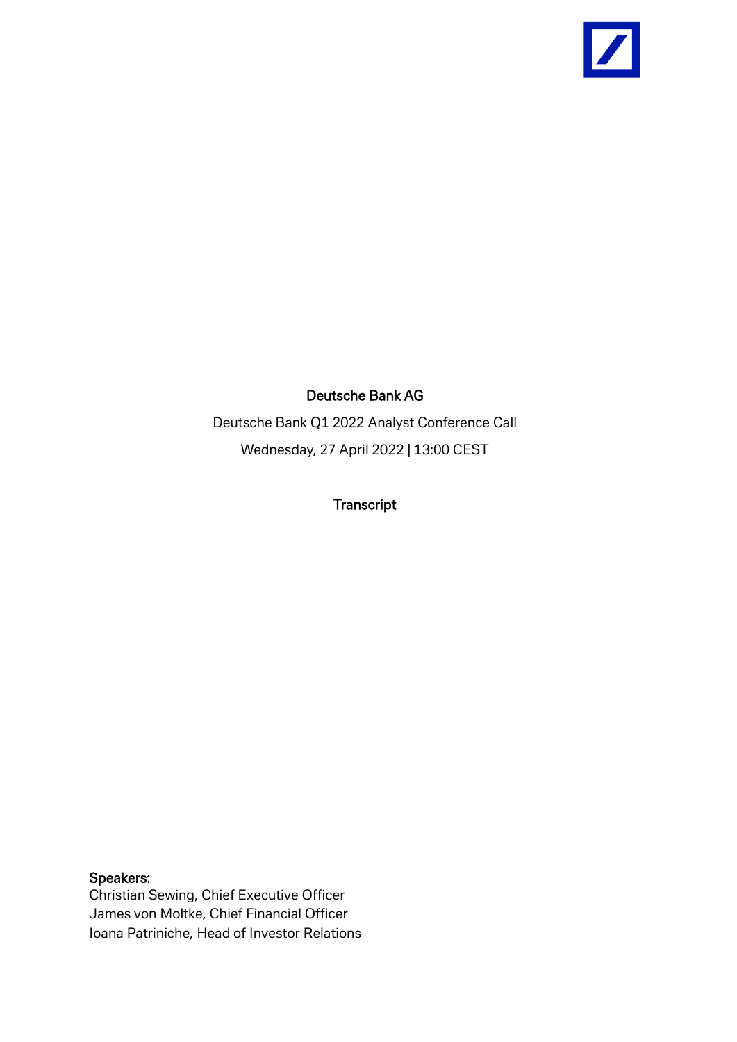# Deutsche Bank AG

Deutsche Bank Q1 2022 Analyst Conference Call

Wednesday, 27 April 2022 | 13:00 CEST

## Transcript

**Speakers:**

Christian Sewing, Chief Executive Officer
James von Moltke, Chief Financial Officer
Ioana Patriniche, Head of Investor Relations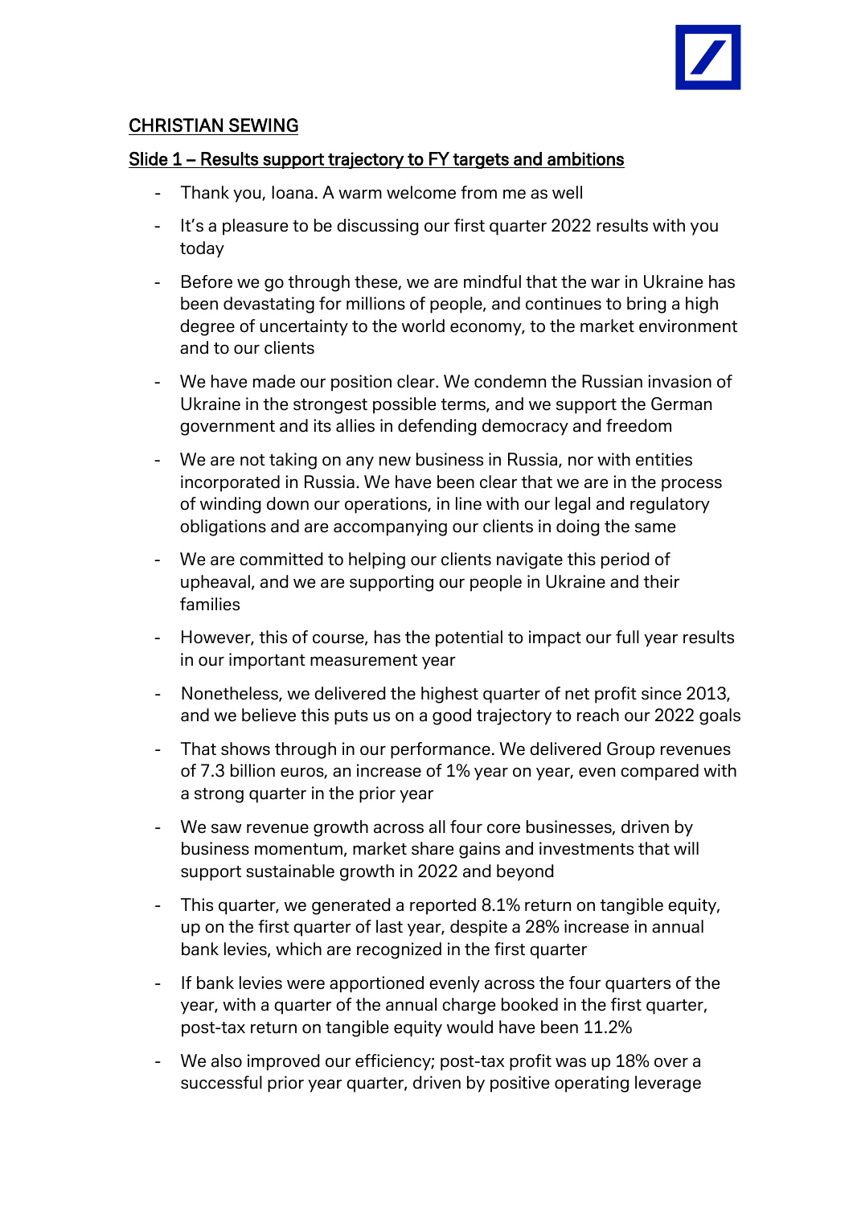## CHRISTIAN SEWING

### Slide 1 – Results support trajectory to FY targets and ambitions

- Thank you, Ioana. A warm welcome from me as well
- It's a pleasure to be discussing our first quarter 2022 results with you today
- Before we go through these, we are mindful that the war in Ukraine has been devastating for millions of people, and continues to bring a high degree of uncertainty to the world economy, to the market environment and to our clients
- We have made our position clear. We condemn the Russian invasion of Ukraine in the strongest possible terms, and we support the German government and its allies in defending democracy and freedom
- We are not taking on any new business in Russia, nor with entities incorporated in Russia. We have been clear that we are in the process of winding down our operations, in line with our legal and regulatory obligations and are accompanying our clients in doing the same
- We are committed to helping our clients navigate this period of upheaval, and we are supporting our people in Ukraine and their families
- However, this of course, has the potential to impact our full year results in our important measurement year
- Nonetheless, we delivered the highest quarter of net profit since 2013, and we believe this puts us on a good trajectory to reach our 2022 goals
- That shows through in our performance. We delivered Group revenues of 7.3 billion euros, an increase of 1% year on year, even compared with a strong quarter in the prior year
- We saw revenue growth across all four core businesses, driven by business momentum, market share gains and investments that will support sustainable growth in 2022 and beyond
- This quarter, we generated a reported 8.1% return on tangible equity, up on the first quarter of last year, despite a 28% increase in annual bank levies, which are recognized in the first quarter
- If bank levies were apportioned evenly across the four quarters of the year, with a quarter of the annual charge booked in the first quarter, post-tax return on tangible equity would have been 11.2%
- We also improved our efficiency; post-tax profit was up 18% over a successful prior year quarter, driven by positive operating leverage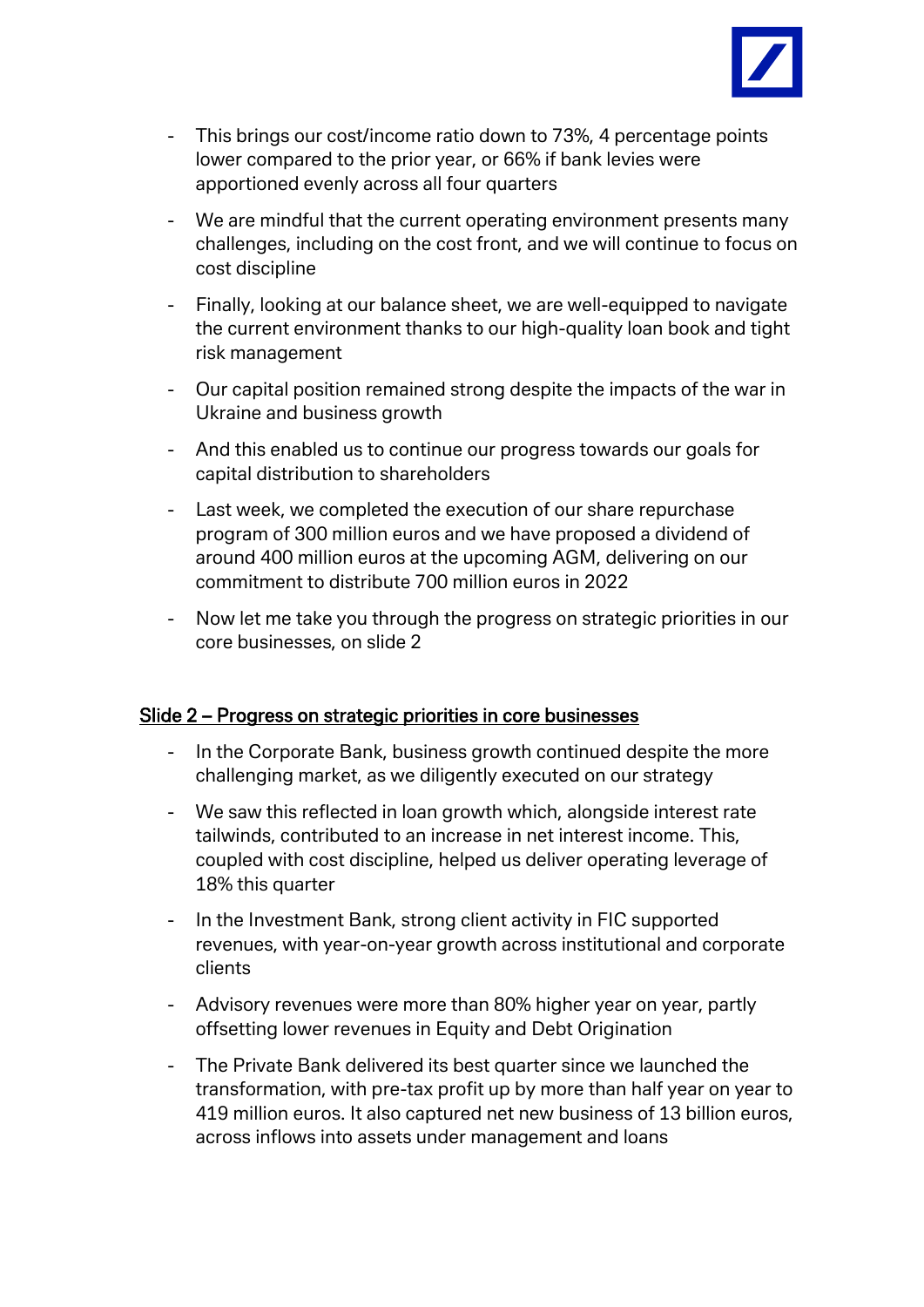- This brings our cost/income ratio down to 73%, 4 percentage points lower compared to the prior year, or 66% if bank levies were apportioned evenly across all four quarters
- We are mindful that the current operating environment presents many challenges, including on the cost front, and we will continue to focus on cost discipline
- Finally, looking at our balance sheet, we are well-equipped to navigate the current environment thanks to our high-quality loan book and tight risk management
- Our capital position remained strong despite the impacts of the war in Ukraine and business growth
- And this enabled us to continue our progress towards our goals for capital distribution to shareholders
- Last week, we completed the execution of our share repurchase program of 300 million euros and we have proposed a dividend of around 400 million euros at the upcoming AGM, delivering on our commitment to distribute 700 million euros in 2022
- Now let me take you through the progress on strategic priorities in our core businesses, on slide 2

## Slide 2 – Progress on strategic priorities in core businesses

- In the Corporate Bank, business growth continued despite the more challenging market, as we diligently executed on our strategy
- We saw this reflected in loan growth which, alongside interest rate tailwinds, contributed to an increase in net interest income. This, coupled with cost discipline, helped us deliver operating leverage of 18% this quarter
- In the Investment Bank, strong client activity in FIC supported revenues, with year-on-year growth across institutional and corporate clients
- Advisory revenues were more than 80% higher year on year, partly offsetting lower revenues in Equity and Debt Origination
- The Private Bank delivered its best quarter since we launched the transformation, with pre-tax profit up by more than half year on year to 419 million euros. It also captured net new business of 13 billion euros, across inflows into assets under management and loans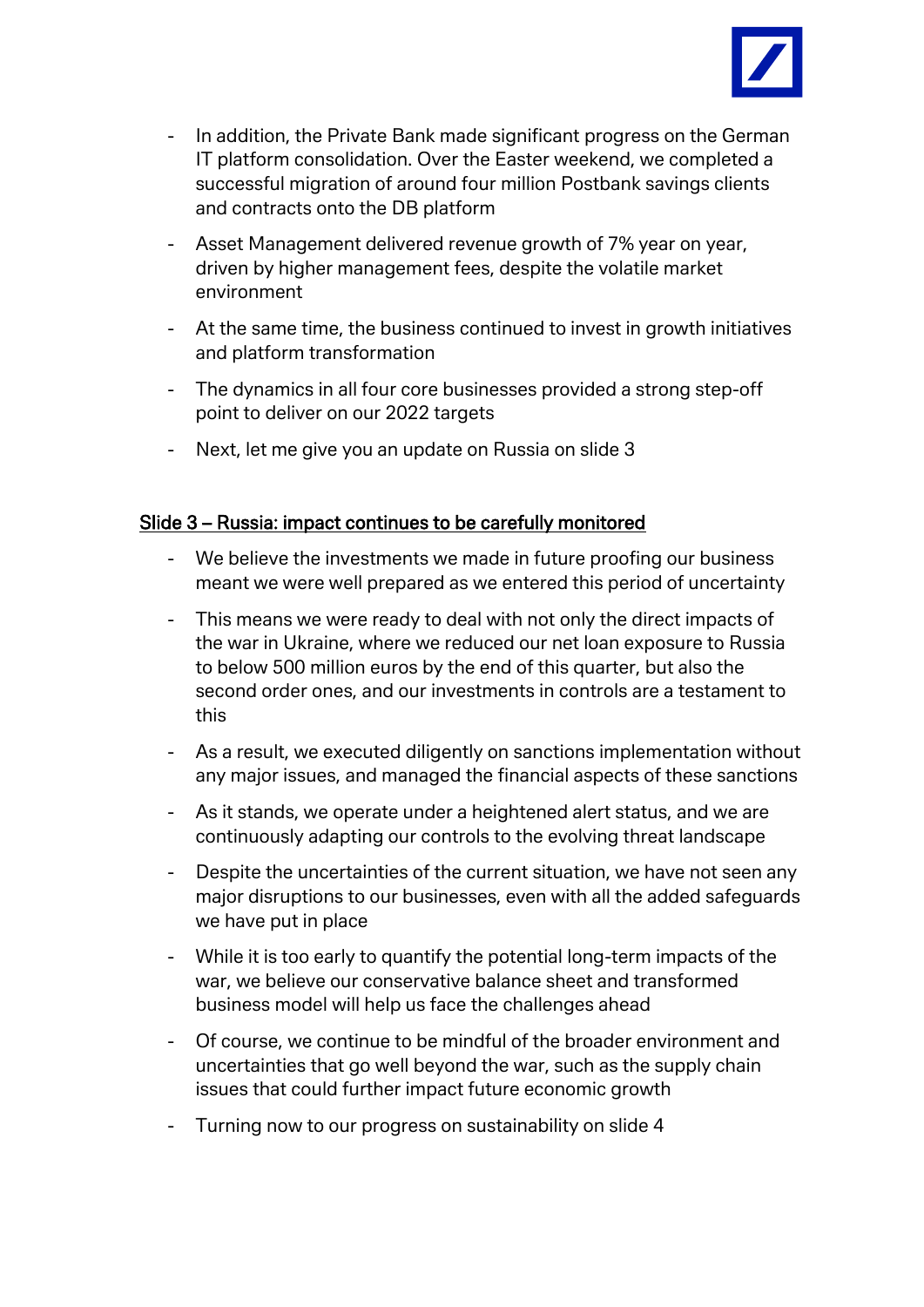- In addition, the Private Bank made significant progress on the German IT platform consolidation. Over the Easter weekend, we completed a successful migration of around four million Postbank savings clients and contracts onto the DB platform
- Asset Management delivered revenue growth of 7% year on year, driven by higher management fees, despite the volatile market environment
- At the same time, the business continued to invest in growth initiatives and platform transformation
- The dynamics in all four core businesses provided a strong step-off point to deliver on our 2022 targets
- Next, let me give you an update on Russia on slide 3

## Slide 3 – Russia: impact continues to be carefully monitored

- We believe the investments we made in future proofing our business meant we were well prepared as we entered this period of uncertainty
- This means we were ready to deal with not only the direct impacts of the war in Ukraine, where we reduced our net loan exposure to Russia to below 500 million euros by the end of this quarter, but also the second order ones, and our investments in controls are a testament to this
- As a result, we executed diligently on sanctions implementation without any major issues, and managed the financial aspects of these sanctions
- As it stands, we operate under a heightened alert status, and we are continuously adapting our controls to the evolving threat landscape
- Despite the uncertainties of the current situation, we have not seen any major disruptions to our businesses, even with all the added safeguards we have put in place
- While it is too early to quantify the potential long-term impacts of the war, we believe our conservative balance sheet and transformed business model will help us face the challenges ahead
- Of course, we continue to be mindful of the broader environment and uncertainties that go well beyond the war, such as the supply chain issues that could further impact future economic growth
- Turning now to our progress on sustainability on slide 4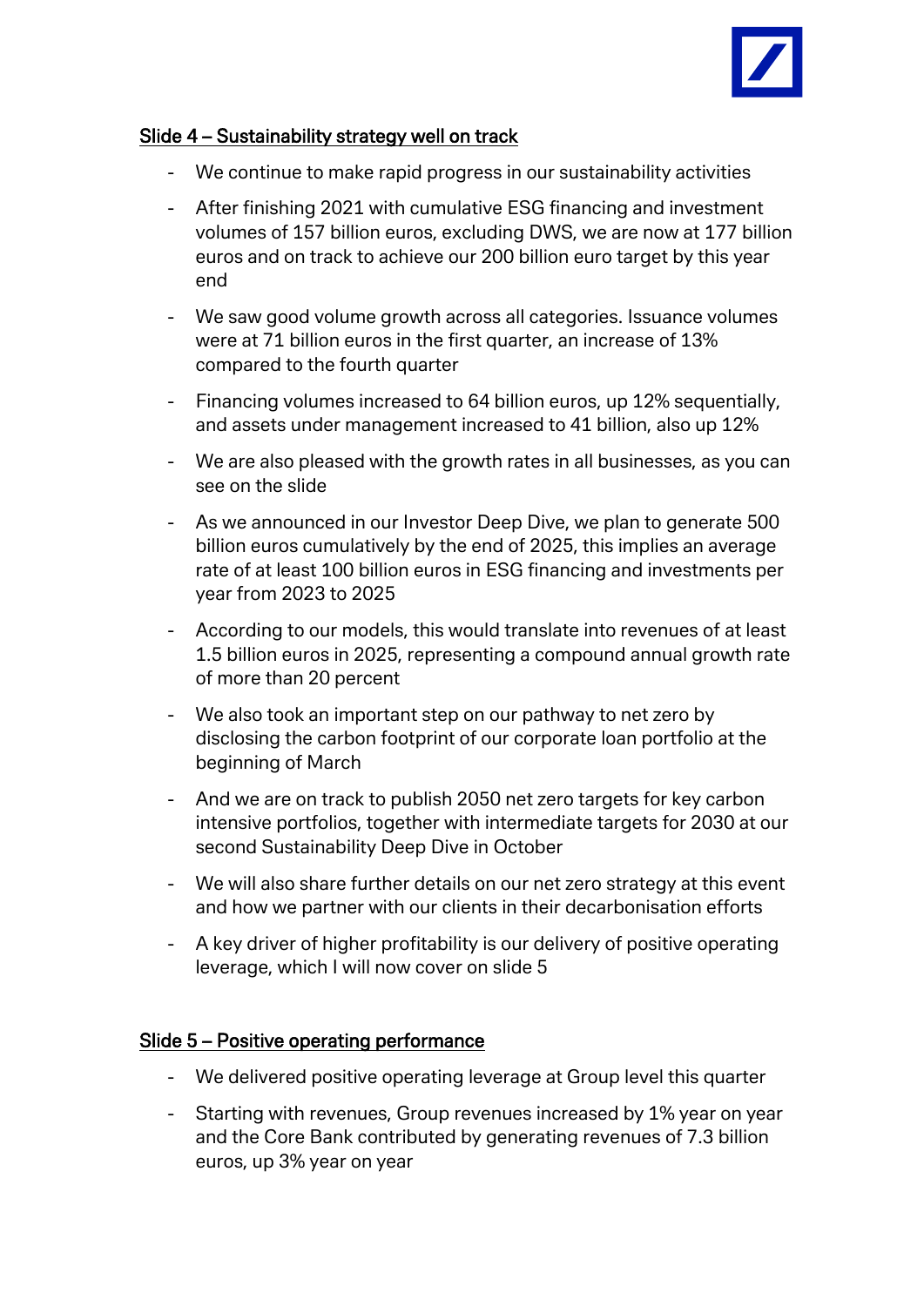## Slide 4 – Sustainability strategy well on track

- We continue to make rapid progress in our sustainability activities
- After finishing 2021 with cumulative ESG financing and investment volumes of 157 billion euros, excluding DWS, we are now at 177 billion euros and on track to achieve our 200 billion euro target by this year end
- We saw good volume growth across all categories. Issuance volumes were at 71 billion euros in the first quarter, an increase of 13% compared to the fourth quarter
- Financing volumes increased to 64 billion euros, up 12% sequentially, and assets under management increased to 41 billion, also up 12%
- We are also pleased with the growth rates in all businesses, as you can see on the slide
- As we announced in our Investor Deep Dive, we plan to generate 500 billion euros cumulatively by the end of 2025, this implies an average rate of at least 100 billion euros in ESG financing and investments per year from 2023 to 2025
- According to our models, this would translate into revenues of at least 1.5 billion euros in 2025, representing a compound annual growth rate of more than 20 percent
- We also took an important step on our pathway to net zero by disclosing the carbon footprint of our corporate loan portfolio at the beginning of March
- And we are on track to publish 2050 net zero targets for key carbon intensive portfolios, together with intermediate targets for 2030 at our second Sustainability Deep Dive in October
- We will also share further details on our net zero strategy at this event and how we partner with our clients in their decarbonisation efforts
- A key driver of higher profitability is our delivery of positive operating leverage, which I will now cover on slide 5

## Slide 5 – Positive operating performance

- We delivered positive operating leverage at Group level this quarter
- Starting with revenues, Group revenues increased by 1% year on year and the Core Bank contributed by generating revenues of 7.3 billion euros, up 3% year on year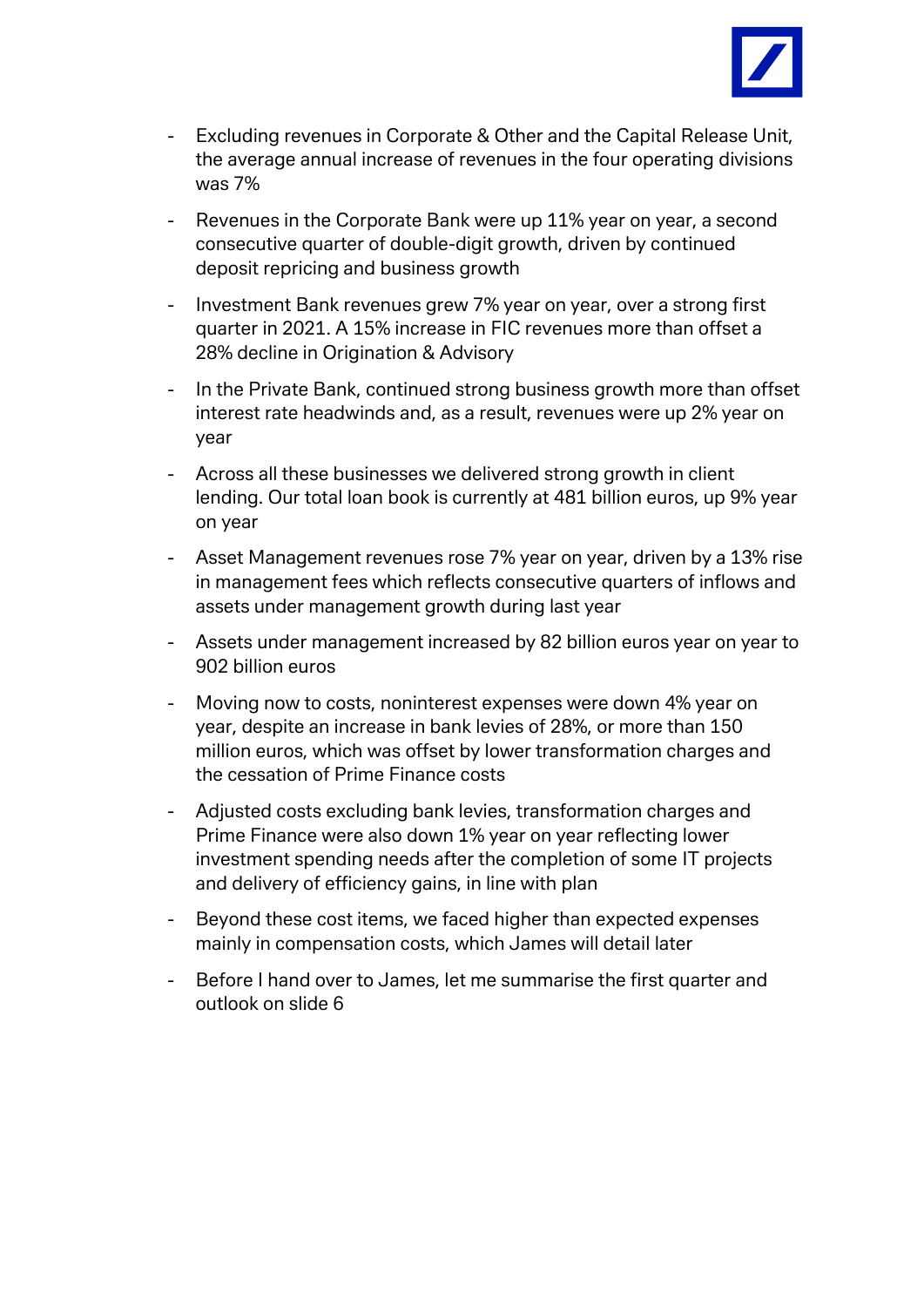- Excluding revenues in Corporate & Other and the Capital Release Unit, the average annual increase of revenues in the four operating divisions was 7%

- Revenues in the Corporate Bank were up 11% year on year, a second consecutive quarter of double-digit growth, driven by continued deposit repricing and business growth

- Investment Bank revenues grew 7% year on year, over a strong first quarter in 2021. A 15% increase in FIC revenues more than offset a 28% decline in Origination & Advisory

- In the Private Bank, continued strong business growth more than offset interest rate headwinds and, as a result, revenues were up 2% year on year

- Across all these businesses we delivered strong growth in client lending. Our total loan book is currently at 481 billion euros, up 9% year on year

- Asset Management revenues rose 7% year on year, driven by a 13% rise in management fees which reflects consecutive quarters of inflows and assets under management growth during last year

- Assets under management increased by 82 billion euros year on year to 902 billion euros

- Moving now to costs, noninterest expenses were down 4% year on year, despite an increase in bank levies of 28%, or more than 150 million euros, which was offset by lower transformation charges and the cessation of Prime Finance costs

- Adjusted costs excluding bank levies, transformation charges and Prime Finance were also down 1% year on year reflecting lower investment spending needs after the completion of some IT projects and delivery of efficiency gains, in line with plan

- Beyond these cost items, we faced higher than expected expenses mainly in compensation costs, which James will detail later

- Before I hand over to James, let me summarise the first quarter and outlook on slide 6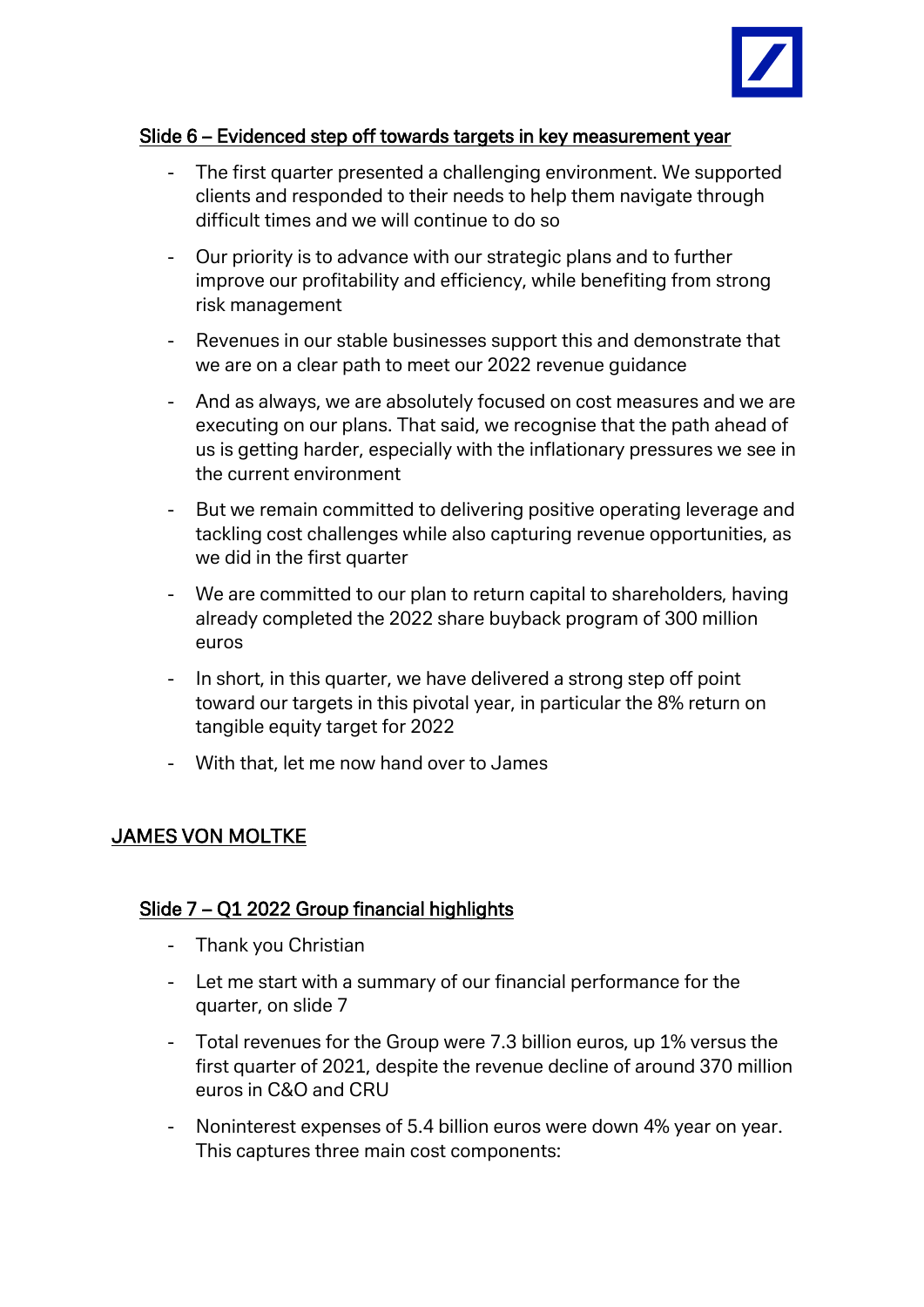## Slide 6 – Evidenced step off towards targets in key measurement year

- The first quarter presented a challenging environment. We supported clients and responded to their needs to help them navigate through difficult times and we will continue to do so
- Our priority is to advance with our strategic plans and to further improve our profitability and efficiency, while benefiting from strong risk management
- Revenues in our stable businesses support this and demonstrate that we are on a clear path to meet our 2022 revenue guidance
- And as always, we are absolutely focused on cost measures and we are executing on our plans. That said, we recognise that the path ahead of us is getting harder, especially with the inflationary pressures we see in the current environment
- But we remain committed to delivering positive operating leverage and tackling cost challenges while also capturing revenue opportunities, as we did in the first quarter
- We are committed to our plan to return capital to shareholders, having already completed the 2022 share buyback program of 300 million euros
- In short, in this quarter, we have delivered a strong step off point toward our targets in this pivotal year, in particular the 8% return on tangible equity target for 2022
- With that, let me now hand over to James

# JAMES VON MOLTKE

## Slide 7 – Q1 2022 Group financial highlights

- Thank you Christian
- Let me start with a summary of our financial performance for the quarter, on slide 7
- Total revenues for the Group were 7.3 billion euros, up 1% versus the first quarter of 2021, despite the revenue decline of around 370 million euros in C&O and CRU
- Noninterest expenses of 5.4 billion euros were down 4% year on year. This captures three main cost components: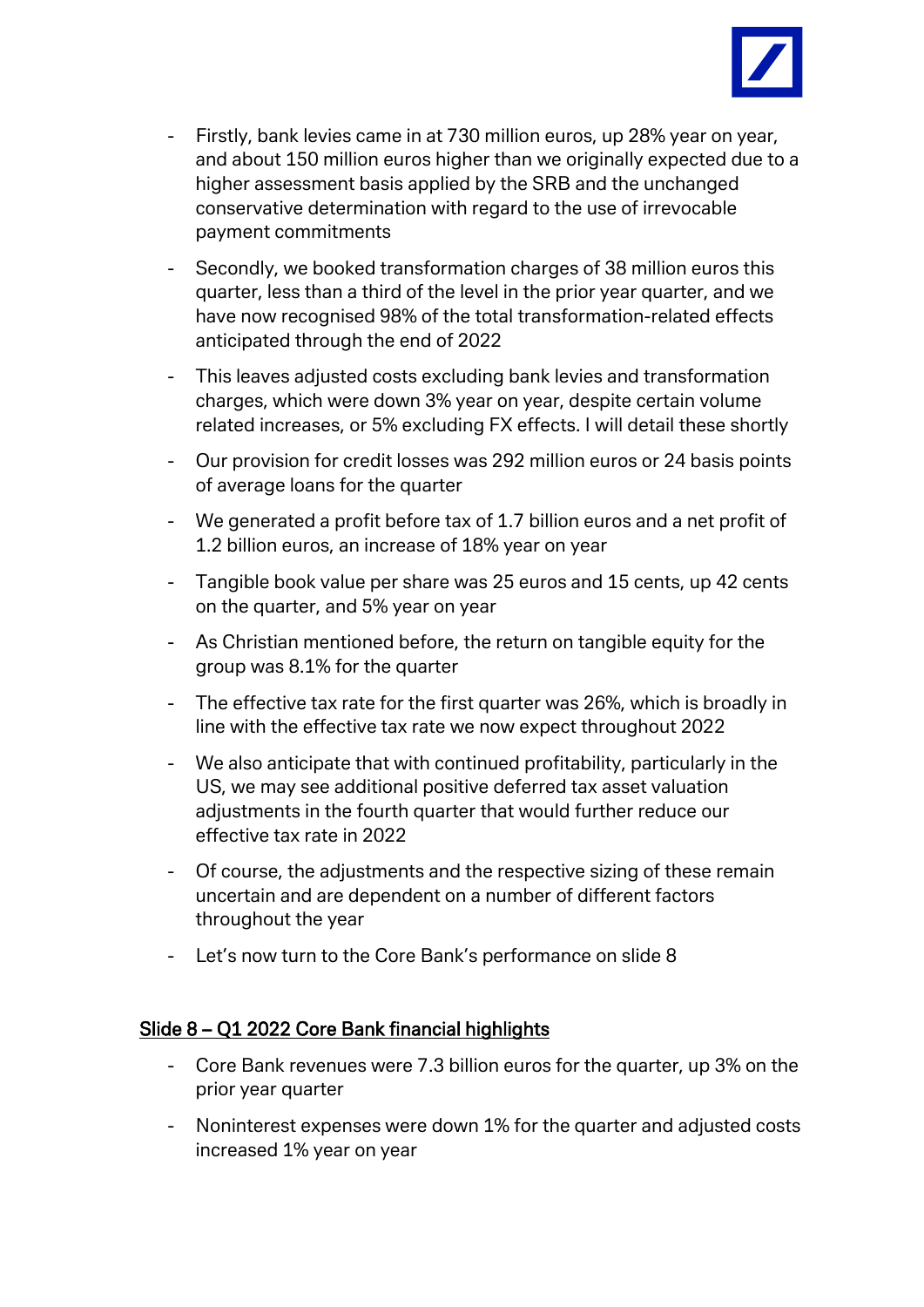- Firstly, bank levies came in at 730 million euros, up 28% year on year, and about 150 million euros higher than we originally expected due to a higher assessment basis applied by the SRB and the unchanged conservative determination with regard to the use of irrevocable payment commitments
- Secondly, we booked transformation charges of 38 million euros this quarter, less than a third of the level in the prior year quarter, and we have now recognised 98% of the total transformation-related effects anticipated through the end of 2022
- This leaves adjusted costs excluding bank levies and transformation charges, which were down 3% year on year, despite certain volume related increases, or 5% excluding FX effects. I will detail these shortly
- Our provision for credit losses was 292 million euros or 24 basis points of average loans for the quarter
- We generated a profit before tax of 1.7 billion euros and a net profit of 1.2 billion euros, an increase of 18% year on year
- Tangible book value per share was 25 euros and 15 cents, up 42 cents on the quarter, and 5% year on year
- As Christian mentioned before, the return on tangible equity for the group was 8.1% for the quarter
- The effective tax rate for the first quarter was 26%, which is broadly in line with the effective tax rate we now expect throughout 2022
- We also anticipate that with continued profitability, particularly in the US, we may see additional positive deferred tax asset valuation adjustments in the fourth quarter that would further reduce our effective tax rate in 2022
- Of course, the adjustments and the respective sizing of these remain uncertain and are dependent on a number of different factors throughout the year
- Let's now turn to the Core Bank's performance on slide 8

## Slide 8 – Q1 2022 Core Bank financial highlights

- Core Bank revenues were 7.3 billion euros for the quarter, up 3% on the prior year quarter
- Noninterest expenses were down 1% for the quarter and adjusted costs increased 1% year on year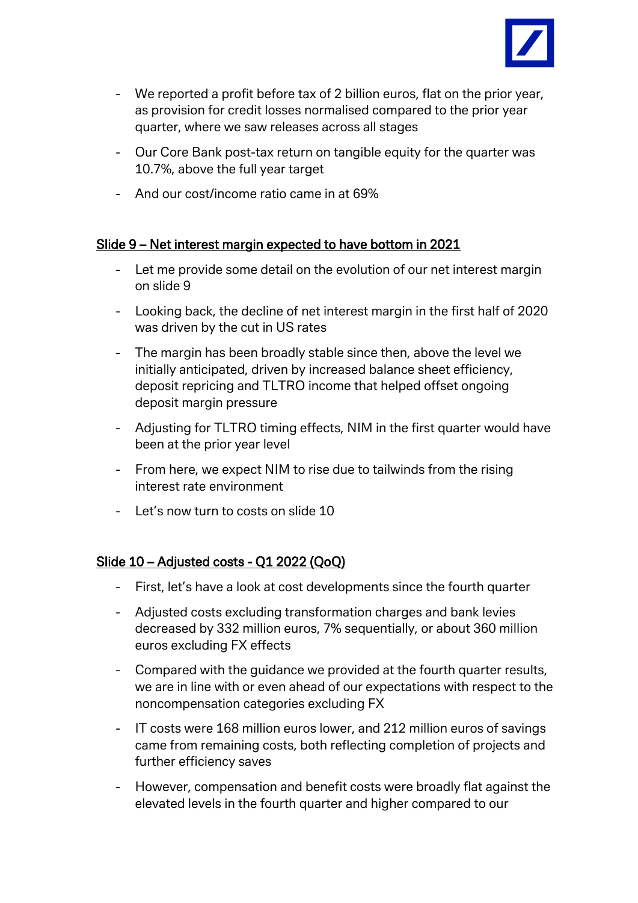- We reported a profit before tax of 2 billion euros, flat on the prior year, as provision for credit losses normalised compared to the prior year quarter, where we saw releases across all stages
- Our Core Bank post-tax return on tangible equity for the quarter was 10.7%, above the full year target
- And our cost/income ratio came in at 69%

## Slide 9 – Net interest margin expected to have bottom in 2021

- Let me provide some detail on the evolution of our net interest margin on slide 9
- Looking back, the decline of net interest margin in the first half of 2020 was driven by the cut in US rates
- The margin has been broadly stable since then, above the level we initially anticipated, driven by increased balance sheet efficiency, deposit repricing and TLTRO income that helped offset ongoing deposit margin pressure
- Adjusting for TLTRO timing effects, NIM in the first quarter would have been at the prior year level
- From here, we expect NIM to rise due to tailwinds from the rising interest rate environment
- Let's now turn to costs on slide 10

## Slide 10 – Adjusted costs - Q1 2022 (QoQ)

- First, let's have a look at cost developments since the fourth quarter
- Adjusted costs excluding transformation charges and bank levies decreased by 332 million euros, 7% sequentially, or about 360 million euros excluding FX effects
- Compared with the guidance we provided at the fourth quarter results, we are in line with or even ahead of our expectations with respect to the noncompensation categories excluding FX
- IT costs were 168 million euros lower, and 212 million euros of savings came from remaining costs, both reflecting completion of projects and further efficiency saves
- However, compensation and benefit costs were broadly flat against the elevated levels in the fourth quarter and higher compared to our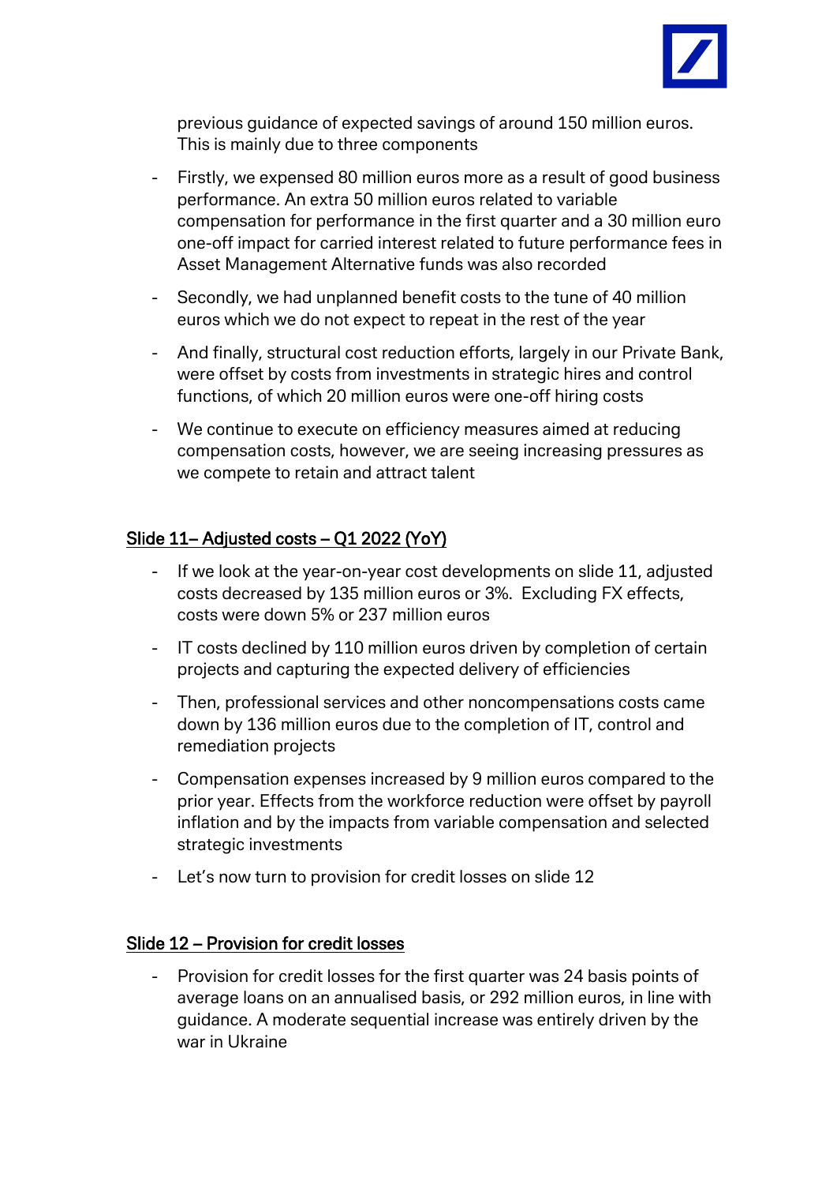previous guidance of expected savings of around 150 million euros. This is mainly due to three components

- Firstly, we expensed 80 million euros more as a result of good business performance. An extra 50 million euros related to variable compensation for performance in the first quarter and a 30 million euro one-off impact for carried interest related to future performance fees in Asset Management Alternative funds was also recorded
- Secondly, we had unplanned benefit costs to the tune of 40 million euros which we do not expect to repeat in the rest of the year
- And finally, structural cost reduction efforts, largely in our Private Bank, were offset by costs from investments in strategic hires and control functions, of which 20 million euros were one-off hiring costs
- We continue to execute on efficiency measures aimed at reducing compensation costs, however, we are seeing increasing pressures as we compete to retain and attract talent

## Slide 11– Adjusted costs – Q1 2022 (YoY)

- If we look at the year-on-year cost developments on slide 11, adjusted costs decreased by 135 million euros or 3%. Excluding FX effects, costs were down 5% or 237 million euros
- IT costs declined by 110 million euros driven by completion of certain projects and capturing the expected delivery of efficiencies
- Then, professional services and other noncompensations costs came down by 136 million euros due to the completion of IT, control and remediation projects
- Compensation expenses increased by 9 million euros compared to the prior year. Effects from the workforce reduction were offset by payroll inflation and by the impacts from variable compensation and selected strategic investments
- Let's now turn to provision for credit losses on slide 12

## Slide 12 – Provision for credit losses

- Provision for credit losses for the first quarter was 24 basis points of average loans on an annualised basis, or 292 million euros, in line with guidance. A moderate sequential increase was entirely driven by the war in Ukraine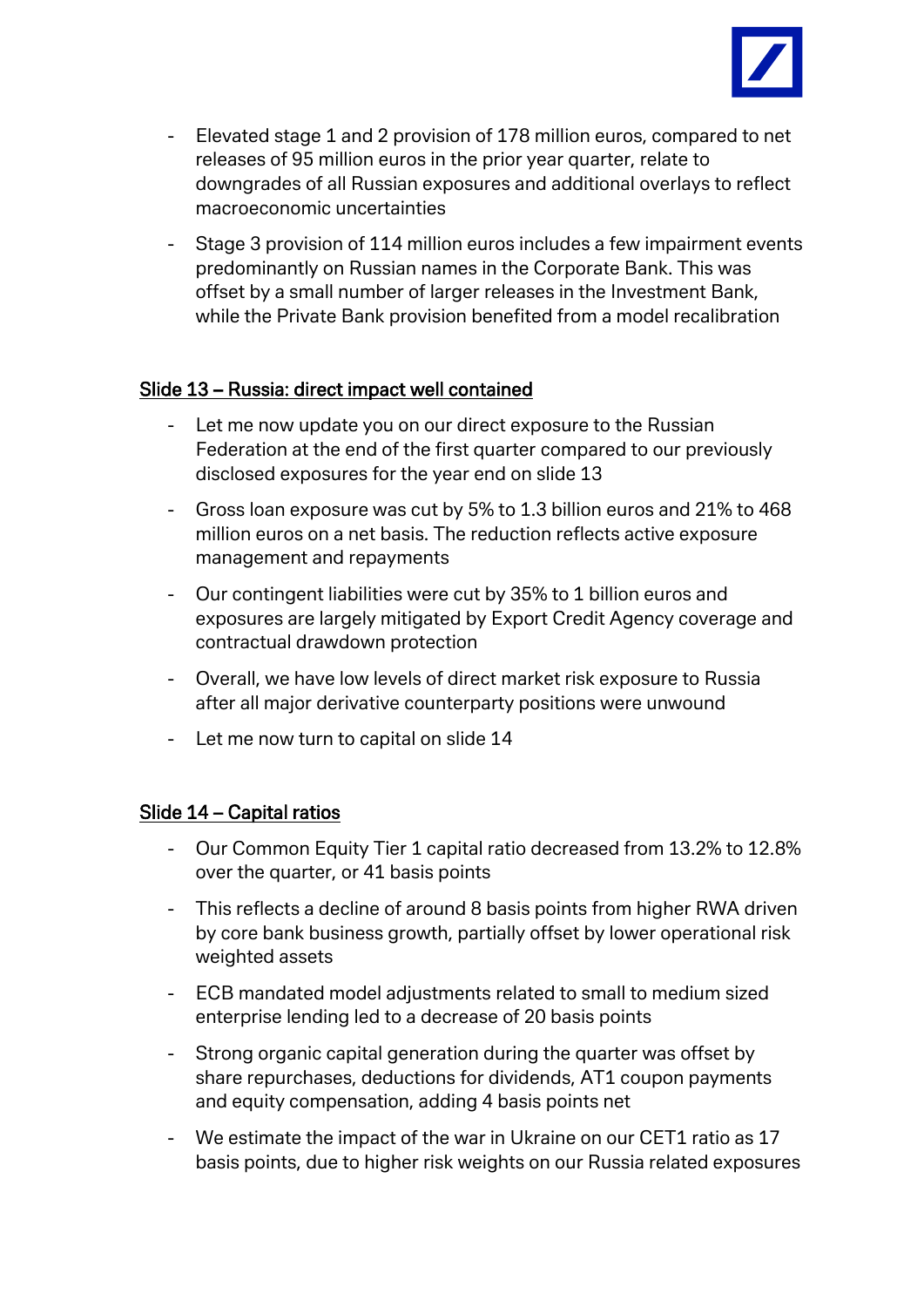- Elevated stage 1 and 2 provision of 178 million euros, compared to net releases of 95 million euros in the prior year quarter, relate to downgrades of all Russian exposures and additional overlays to reflect macroeconomic uncertainties
- Stage 3 provision of 114 million euros includes a few impairment events predominantly on Russian names in the Corporate Bank. This was offset by a small number of larger releases in the Investment Bank, while the Private Bank provision benefited from a model recalibration

## Slide 13 – Russia: direct impact well contained

- Let me now update you on our direct exposure to the Russian Federation at the end of the first quarter compared to our previously disclosed exposures for the year end on slide 13
- Gross loan exposure was cut by 5% to 1.3 billion euros and 21% to 468 million euros on a net basis. The reduction reflects active exposure management and repayments
- Our contingent liabilities were cut by 35% to 1 billion euros and exposures are largely mitigated by Export Credit Agency coverage and contractual drawdown protection
- Overall, we have low levels of direct market risk exposure to Russia after all major derivative counterparty positions were unwound
- Let me now turn to capital on slide 14

## Slide 14 – Capital ratios

- Our Common Equity Tier 1 capital ratio decreased from 13.2% to 12.8% over the quarter, or 41 basis points
- This reflects a decline of around 8 basis points from higher RWA driven by core bank business growth, partially offset by lower operational risk weighted assets
- ECB mandated model adjustments related to small to medium sized enterprise lending led to a decrease of 20 basis points
- Strong organic capital generation during the quarter was offset by share repurchases, deductions for dividends, AT1 coupon payments and equity compensation, adding 4 basis points net
- We estimate the impact of the war in Ukraine on our CET1 ratio as 17 basis points, due to higher risk weights on our Russia related exposures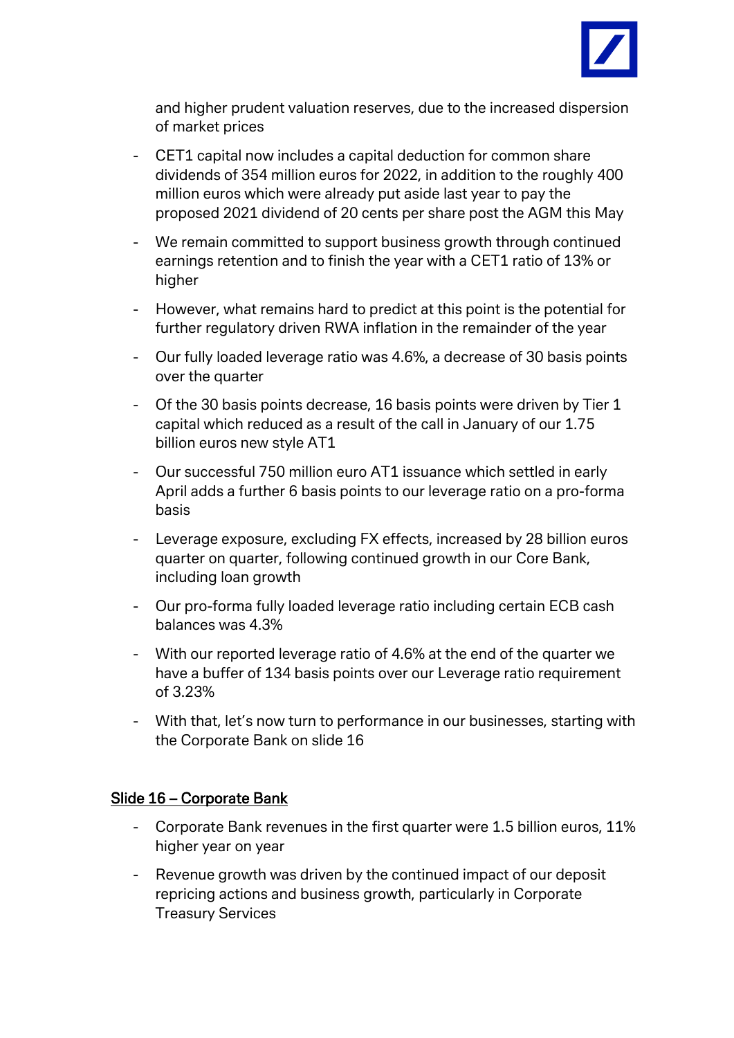and higher prudent valuation reserves, due to the increased dispersion of market prices

- CET1 capital now includes a capital deduction for common share dividends of 354 million euros for 2022, in addition to the roughly 400 million euros which were already put aside last year to pay the proposed 2021 dividend of 20 cents per share post the AGM this May
- We remain committed to support business growth through continued earnings retention and to finish the year with a CET1 ratio of 13% or higher
- However, what remains hard to predict at this point is the potential for further regulatory driven RWA inflation in the remainder of the year
- Our fully loaded leverage ratio was 4.6%, a decrease of 30 basis points over the quarter
- Of the 30 basis points decrease, 16 basis points were driven by Tier 1 capital which reduced as a result of the call in January of our 1.75 billion euros new style AT1
- Our successful 750 million euro AT1 issuance which settled in early April adds a further 6 basis points to our leverage ratio on a pro-forma basis
- Leverage exposure, excluding FX effects, increased by 28 billion euros quarter on quarter, following continued growth in our Core Bank, including loan growth
- Our pro-forma fully loaded leverage ratio including certain ECB cash balances was 4.3%
- With our reported leverage ratio of 4.6% at the end of the quarter we have a buffer of 134 basis points over our Leverage ratio requirement of 3.23%
- With that, let's now turn to performance in our businesses, starting with the Corporate Bank on slide 16

## Slide 16 – Corporate Bank

- Corporate Bank revenues in the first quarter were 1.5 billion euros, 11% higher year on year
- Revenue growth was driven by the continued impact of our deposit repricing actions and business growth, particularly in Corporate Treasury Services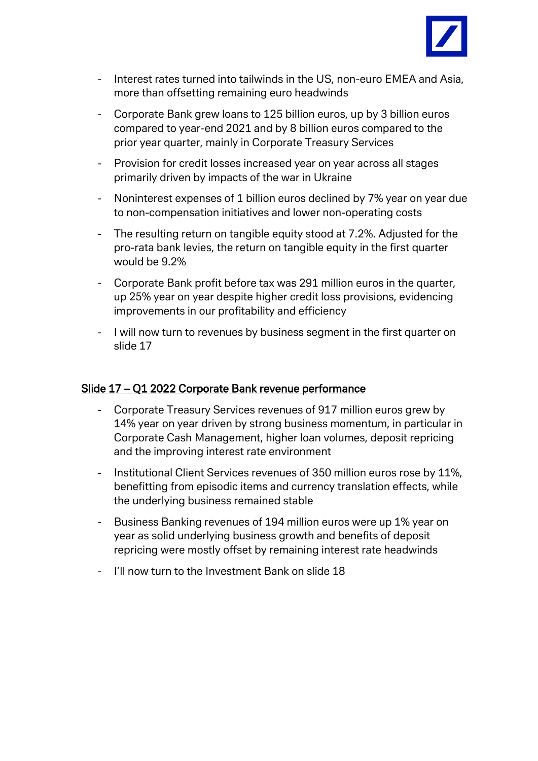- Interest rates turned into tailwinds in the US, non-euro EMEA and Asia, more than offsetting remaining euro headwinds
- Corporate Bank grew loans to 125 billion euros, up by 3 billion euros compared to year-end 2021 and by 8 billion euros compared to the prior year quarter, mainly in Corporate Treasury Services
- Provision for credit losses increased year on year across all stages primarily driven by impacts of the war in Ukraine
- Noninterest expenses of 1 billion euros declined by 7% year on year due to non-compensation initiatives and lower non-operating costs
- The resulting return on tangible equity stood at 7.2%. Adjusted for the pro-rata bank levies, the return on tangible equity in the first quarter would be 9.2%
- Corporate Bank profit before tax was 291 million euros in the quarter, up 25% year on year despite higher credit loss provisions, evidencing improvements in our profitability and efficiency
- I will now turn to revenues by business segment in the first quarter on slide 17

## Slide 17 – Q1 2022 Corporate Bank revenue performance

- Corporate Treasury Services revenues of 917 million euros grew by 14% year on year driven by strong business momentum, in particular in Corporate Cash Management, higher loan volumes, deposit repricing and the improving interest rate environment
- Institutional Client Services revenues of 350 million euros rose by 11%, benefitting from episodic items and currency translation effects, while the underlying business remained stable
- Business Banking revenues of 194 million euros were up 1% year on year as solid underlying business growth and benefits of deposit repricing were mostly offset by remaining interest rate headwinds
- I'll now turn to the Investment Bank on slide 18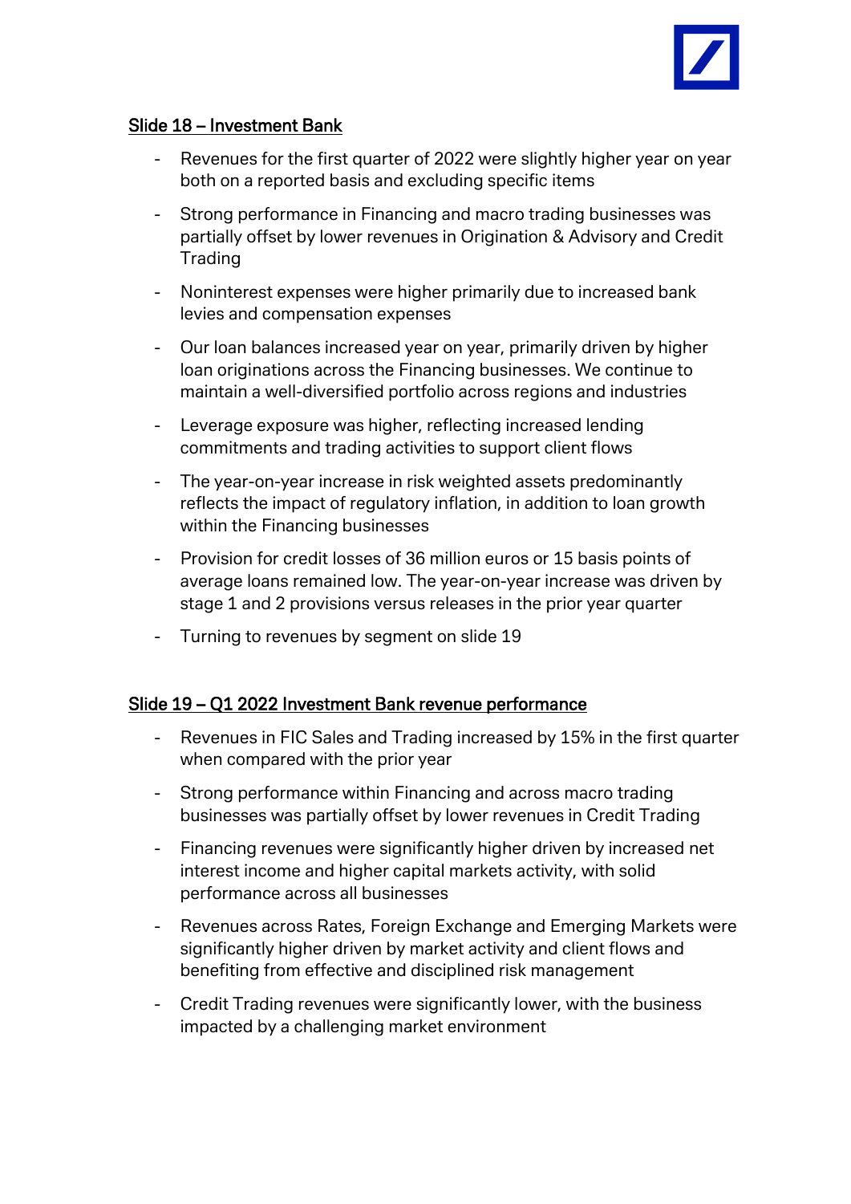## Slide 18 – Investment Bank

- Revenues for the first quarter of 2022 were slightly higher year on year both on a reported basis and excluding specific items
- Strong performance in Financing and macro trading businesses was partially offset by lower revenues in Origination & Advisory and Credit Trading
- Noninterest expenses were higher primarily due to increased bank levies and compensation expenses
- Our loan balances increased year on year, primarily driven by higher loan originations across the Financing businesses. We continue to maintain a well-diversified portfolio across regions and industries
- Leverage exposure was higher, reflecting increased lending commitments and trading activities to support client flows
- The year-on-year increase in risk weighted assets predominantly reflects the impact of regulatory inflation, in addition to loan growth within the Financing businesses
- Provision for credit losses of 36 million euros or 15 basis points of average loans remained low. The year-on-year increase was driven by stage 1 and 2 provisions versus releases in the prior year quarter
- Turning to revenues by segment on slide 19

## Slide 19 – Q1 2022 Investment Bank revenue performance

- Revenues in FIC Sales and Trading increased by 15% in the first quarter when compared with the prior year
- Strong performance within Financing and across macro trading businesses was partially offset by lower revenues in Credit Trading
- Financing revenues were significantly higher driven by increased net interest income and higher capital markets activity, with solid performance across all businesses
- Revenues across Rates, Foreign Exchange and Emerging Markets were significantly higher driven by market activity and client flows and benefiting from effective and disciplined risk management
- Credit Trading revenues were significantly lower, with the business impacted by a challenging market environment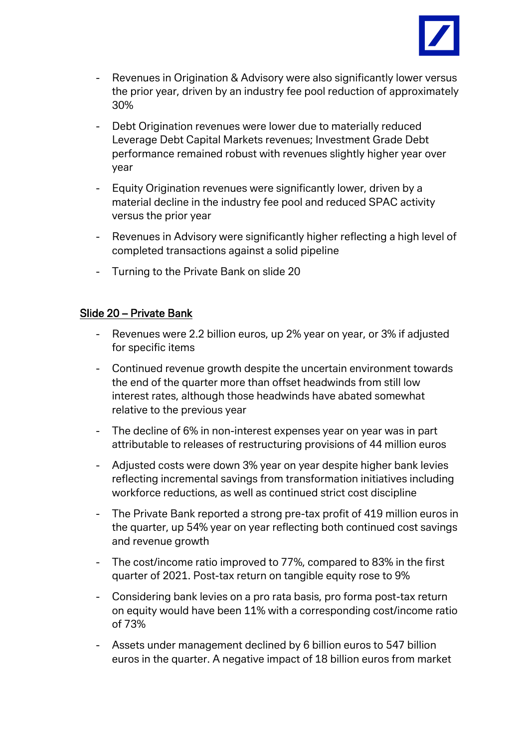- Revenues in Origination & Advisory were also significantly lower versus the prior year, driven by an industry fee pool reduction of approximately 30%
- Debt Origination revenues were lower due to materially reduced Leverage Debt Capital Markets revenues; Investment Grade Debt performance remained robust with revenues slightly higher year over year
- Equity Origination revenues were significantly lower, driven by a material decline in the industry fee pool and reduced SPAC activity versus the prior year
- Revenues in Advisory were significantly higher reflecting a high level of completed transactions against a solid pipeline
- Turning to the Private Bank on slide 20

<u>Slide 20 – Private Bank</u>

- Revenues were 2.2 billion euros, up 2% year on year, or 3% if adjusted for specific items
- Continued revenue growth despite the uncertain environment towards the end of the quarter more than offset headwinds from still low interest rates, although those headwinds have abated somewhat relative to the previous year
- The decline of 6% in non-interest expenses year on year was in part attributable to releases of restructuring provisions of 44 million euros
- Adjusted costs were down 3% year on year despite higher bank levies reflecting incremental savings from transformation initiatives including workforce reductions, as well as continued strict cost discipline
- The Private Bank reported a strong pre-tax profit of 419 million euros in the quarter, up 54% year on year reflecting both continued cost savings and revenue growth
- The cost/income ratio improved to 77%, compared to 83% in the first quarter of 2021. Post-tax return on tangible equity rose to 9%
- Considering bank levies on a pro rata basis, pro forma post-tax return on equity would have been 11% with a corresponding cost/income ratio of 73%
- Assets under management declined by 6 billion euros to 547 billion euros in the quarter. A negative impact of 18 billion euros from market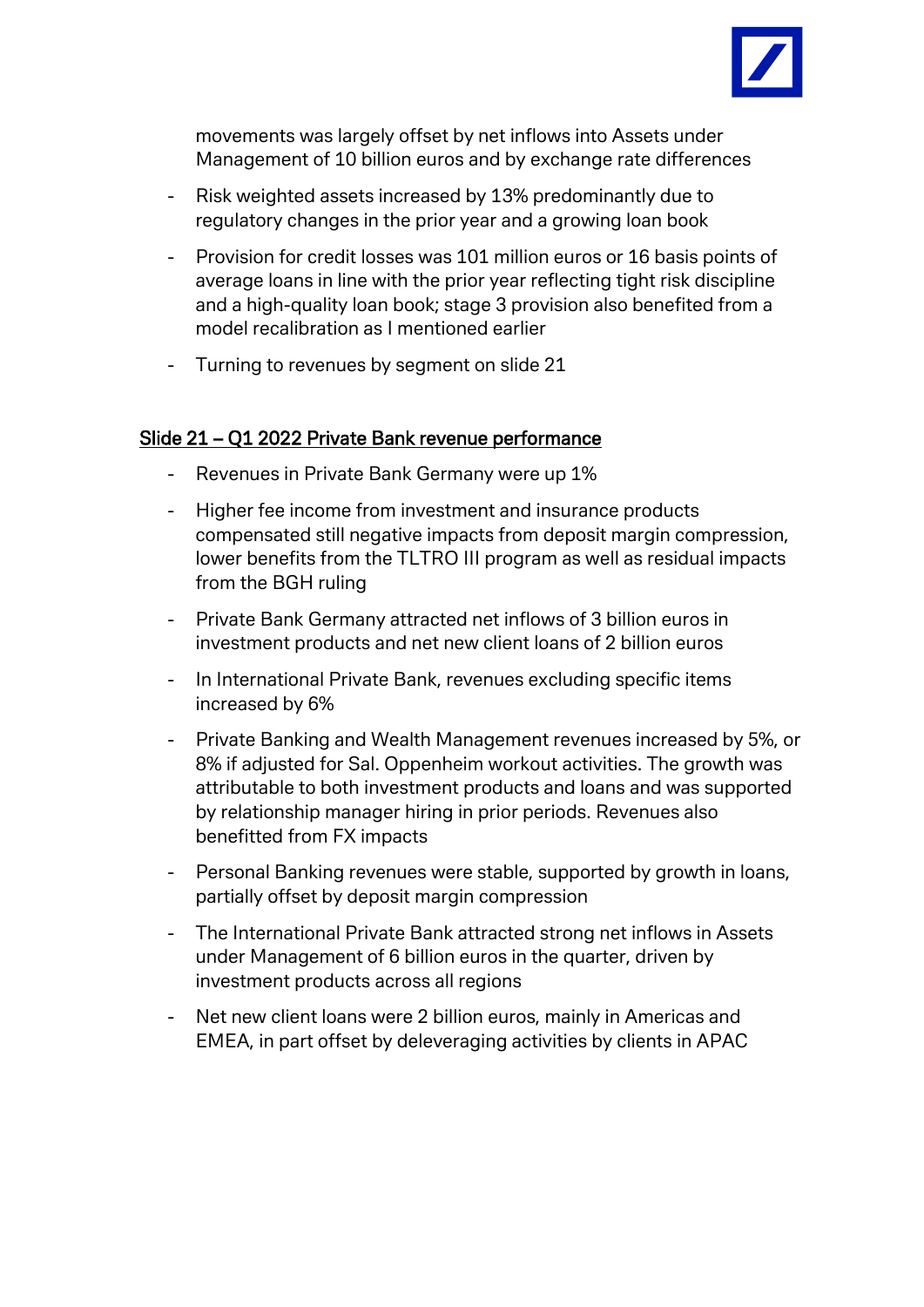movements was largely offset by net inflows into Assets under Management of 10 billion euros and by exchange rate differences

- Risk weighted assets increased by 13% predominantly due to regulatory changes in the prior year and a growing loan book
- Provision for credit losses was 101 million euros or 16 basis points of average loans in line with the prior year reflecting tight risk discipline and a high-quality loan book; stage 3 provision also benefited from a model recalibration as I mentioned earlier
- Turning to revenues by segment on slide 21

## Slide 21 – Q1 2022 Private Bank revenue performance

- Revenues in Private Bank Germany were up 1%
- Higher fee income from investment and insurance products compensated still negative impacts from deposit margin compression, lower benefits from the TLTRO III program as well as residual impacts from the BGH ruling
- Private Bank Germany attracted net inflows of 3 billion euros in investment products and net new client loans of 2 billion euros
- In International Private Bank, revenues excluding specific items increased by 6%
- Private Banking and Wealth Management revenues increased by 5%, or 8% if adjusted for Sal. Oppenheim workout activities. The growth was attributable to both investment products and loans and was supported by relationship manager hiring in prior periods. Revenues also benefitted from FX impacts
- Personal Banking revenues were stable, supported by growth in loans, partially offset by deposit margin compression
- The International Private Bank attracted strong net inflows in Assets under Management of 6 billion euros in the quarter, driven by investment products across all regions
- Net new client loans were 2 billion euros, mainly in Americas and EMEA, in part offset by deleveraging activities by clients in APAC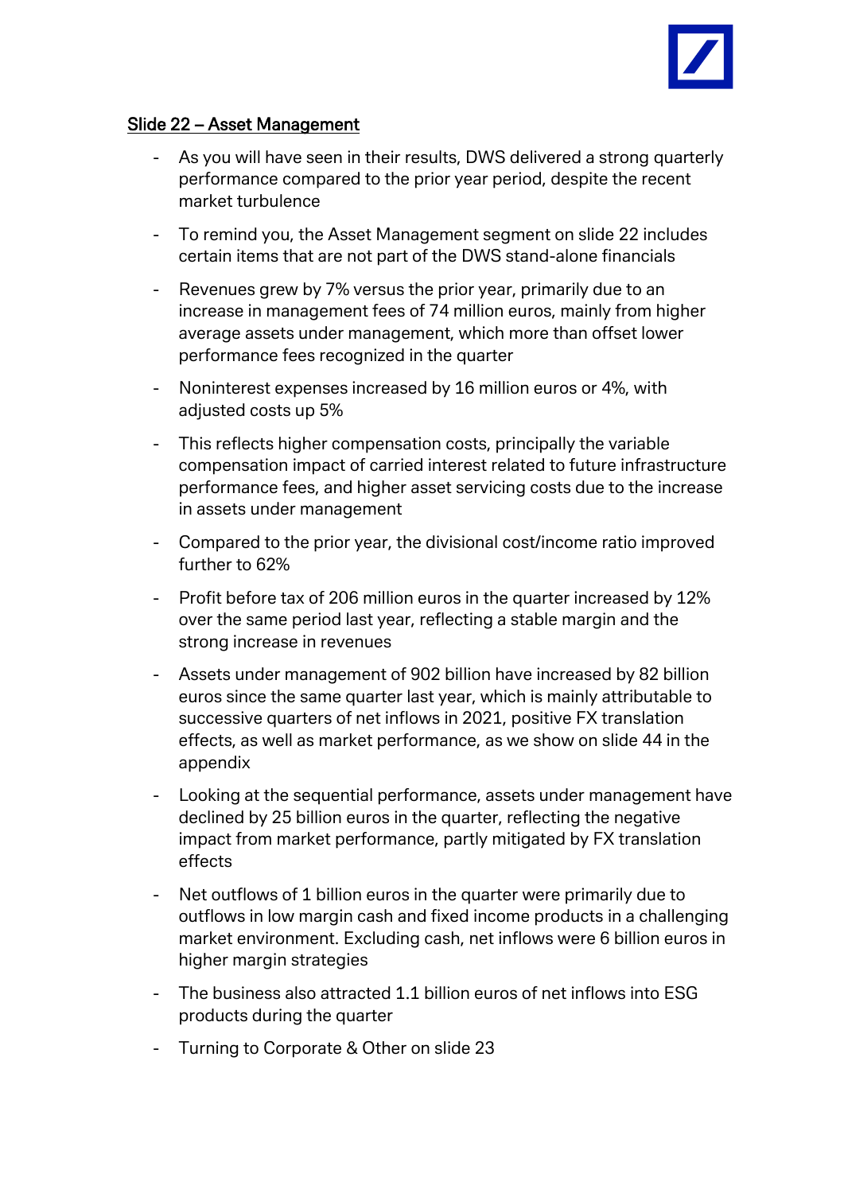## Slide 22 – Asset Management

- As you will have seen in their results, DWS delivered a strong quarterly performance compared to the prior year period, despite the recent market turbulence
- To remind you, the Asset Management segment on slide 22 includes certain items that are not part of the DWS stand-alone financials
- Revenues grew by 7% versus the prior year, primarily due to an increase in management fees of 74 million euros, mainly from higher average assets under management, which more than offset lower performance fees recognized in the quarter
- Noninterest expenses increased by 16 million euros or 4%, with adjusted costs up 5%
- This reflects higher compensation costs, principally the variable compensation impact of carried interest related to future infrastructure performance fees, and higher asset servicing costs due to the increase in assets under management
- Compared to the prior year, the divisional cost/income ratio improved further to 62%
- Profit before tax of 206 million euros in the quarter increased by 12% over the same period last year, reflecting a stable margin and the strong increase in revenues
- Assets under management of 902 billion have increased by 82 billion euros since the same quarter last year, which is mainly attributable to successive quarters of net inflows in 2021, positive FX translation effects, as well as market performance, as we show on slide 44 in the appendix
- Looking at the sequential performance, assets under management have declined by 25 billion euros in the quarter, reflecting the negative impact from market performance, partly mitigated by FX translation effects
- Net outflows of 1 billion euros in the quarter were primarily due to outflows in low margin cash and fixed income products in a challenging market environment. Excluding cash, net inflows were 6 billion euros in higher margin strategies
- The business also attracted 1.1 billion euros of net inflows into ESG products during the quarter
- Turning to Corporate & Other on slide 23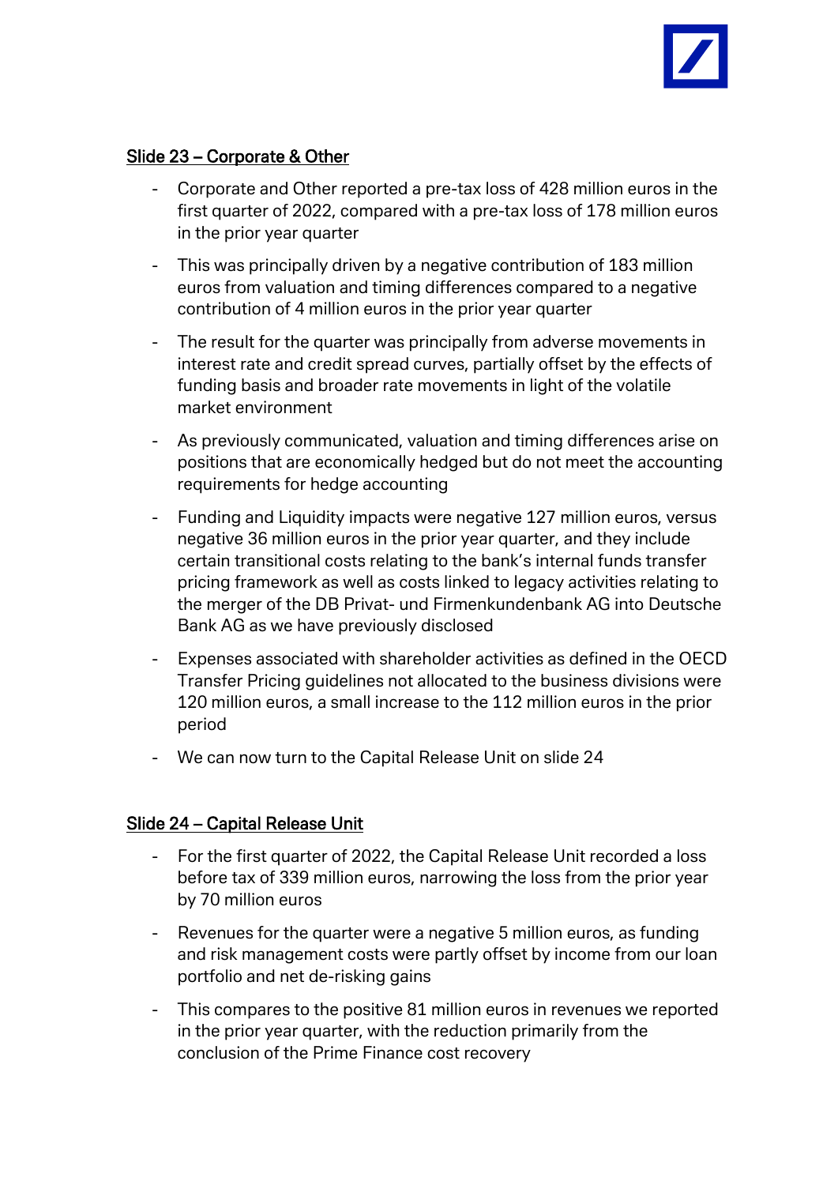## Slide 23 – Corporate & Other

- Corporate and Other reported a pre-tax loss of 428 million euros in the first quarter of 2022, compared with a pre-tax loss of 178 million euros in the prior year quarter
- This was principally driven by a negative contribution of 183 million euros from valuation and timing differences compared to a negative contribution of 4 million euros in the prior year quarter
- The result for the quarter was principally from adverse movements in interest rate and credit spread curves, partially offset by the effects of funding basis and broader rate movements in light of the volatile market environment
- As previously communicated, valuation and timing differences arise on positions that are economically hedged but do not meet the accounting requirements for hedge accounting
- Funding and Liquidity impacts were negative 127 million euros, versus negative 36 million euros in the prior year quarter, and they include certain transitional costs relating to the bank's internal funds transfer pricing framework as well as costs linked to legacy activities relating to the merger of the DB Privat- und Firmenkundenbank AG into Deutsche Bank AG as we have previously disclosed
- Expenses associated with shareholder activities as defined in the OECD Transfer Pricing guidelines not allocated to the business divisions were 120 million euros, a small increase to the 112 million euros in the prior period
- We can now turn to the Capital Release Unit on slide 24

## Slide 24 – Capital Release Unit

- For the first quarter of 2022, the Capital Release Unit recorded a loss before tax of 339 million euros, narrowing the loss from the prior year by 70 million euros
- Revenues for the quarter were a negative 5 million euros, as funding and risk management costs were partly offset by income from our loan portfolio and net de-risking gains
- This compares to the positive 81 million euros in revenues we reported in the prior year quarter, with the reduction primarily from the conclusion of the Prime Finance cost recovery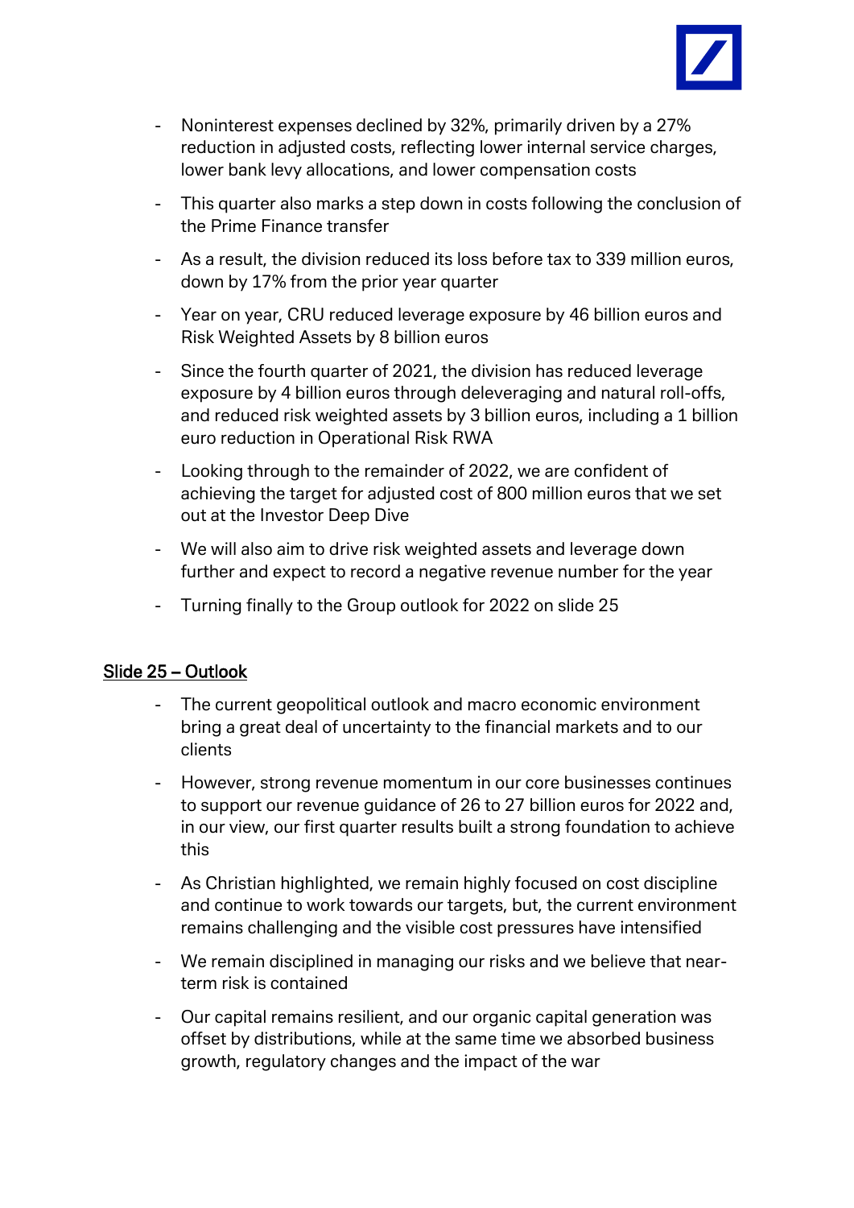- Noninterest expenses declined by 32%, primarily driven by a 27% reduction in adjusted costs, reflecting lower internal service charges, lower bank levy allocations, and lower compensation costs
- This quarter also marks a step down in costs following the conclusion of the Prime Finance transfer
- As a result, the division reduced its loss before tax to 339 million euros, down by 17% from the prior year quarter
- Year on year, CRU reduced leverage exposure by 46 billion euros and Risk Weighted Assets by 8 billion euros
- Since the fourth quarter of 2021, the division has reduced leverage exposure by 4 billion euros through deleveraging and natural roll-offs, and reduced risk weighted assets by 3 billion euros, including a 1 billion euro reduction in Operational Risk RWA
- Looking through to the remainder of 2022, we are confident of achieving the target for adjusted cost of 800 million euros that we set out at the Investor Deep Dive
- We will also aim to drive risk weighted assets and leverage down further and expect to record a negative revenue number for the year
- Turning finally to the Group outlook for 2022 on slide 25

## Slide 25 – Outlook

- The current geopolitical outlook and macro economic environment bring a great deal of uncertainty to the financial markets and to our clients
- However, strong revenue momentum in our core businesses continues to support our revenue guidance of 26 to 27 billion euros for 2022 and, in our view, our first quarter results built a strong foundation to achieve this
- As Christian highlighted, we remain highly focused on cost discipline and continue to work towards our targets, but, the current environment remains challenging and the visible cost pressures have intensified
- We remain disciplined in managing our risks and we believe that near-term risk is contained
- Our capital remains resilient, and our organic capital generation was offset by distributions, while at the same time we absorbed business growth, regulatory changes and the impact of the war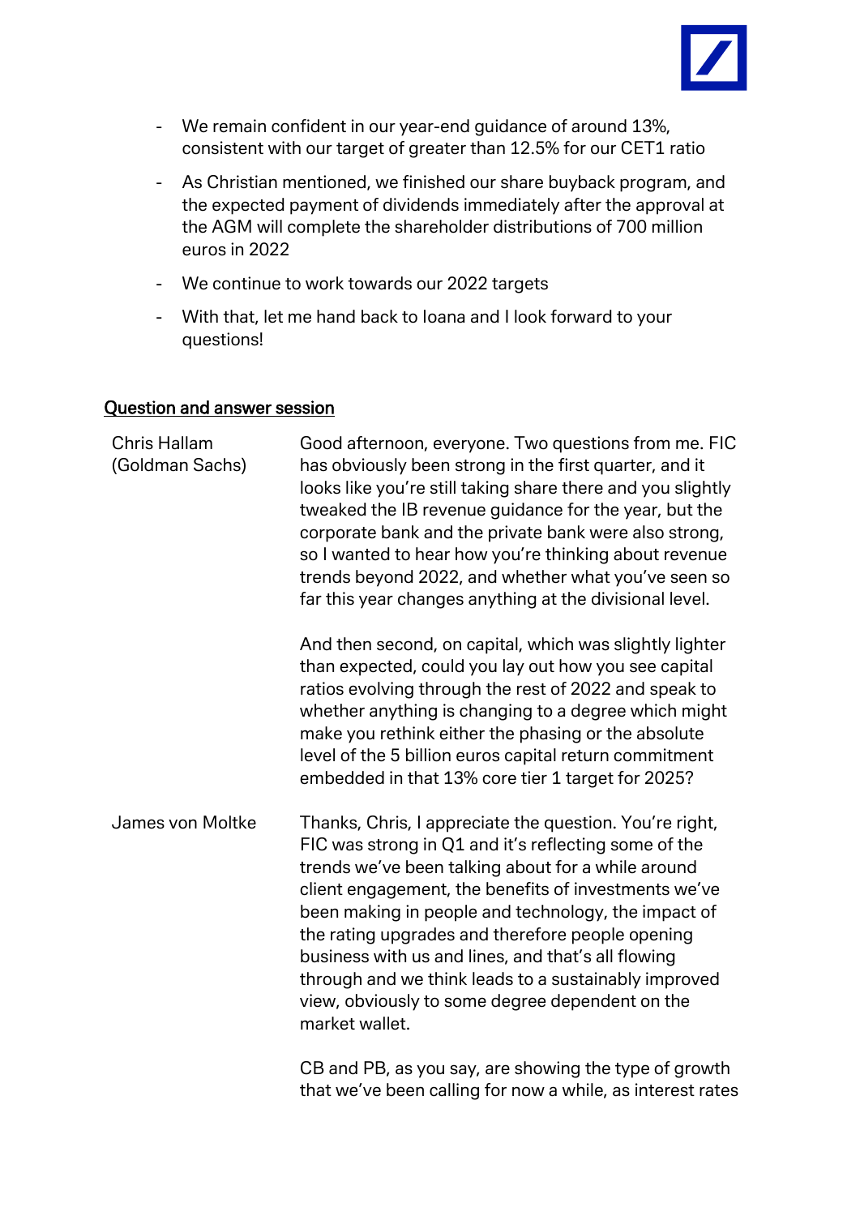- We remain confident in our year-end guidance of around 13%, consistent with our target of greater than 12.5% for our CET1 ratio
- As Christian mentioned, we finished our share buyback program, and the expected payment of dividends immediately after the approval at the AGM will complete the shareholder distributions of 700 million euros in 2022
- We continue to work towards our 2022 targets
- With that, let me hand back to Ioana and I look forward to your questions!

## Question and answer session

| | |
|---|---|
| Chris Hallam (Goldman Sachs) | Good afternoon, everyone. Two questions from me. FIC has obviously been strong in the first quarter, and it looks like you're still taking share there and you slightly tweaked the IB revenue guidance for the year, but the corporate bank and the private bank were also strong, so I wanted to hear how you're thinking about revenue trends beyond 2022, and whether what you've seen so far this year changes anything at the divisional level.<br><br>And then second, on capital, which was slightly lighter than expected, could you lay out how you see capital ratios evolving through the rest of 2022 and speak to whether anything is changing to a degree which might make you rethink either the phasing or the absolute level of the 5 billion euros capital return commitment embedded in that 13% core tier 1 target for 2025? |
| James von Moltke | Thanks, Chris, I appreciate the question. You're right, FIC was strong in Q1 and it's reflecting some of the trends we've been talking about for a while around client engagement, the benefits of investments we've been making in people and technology, the impact of the rating upgrades and therefore people opening business with us and lines, and that's all flowing through and we think leads to a sustainably improved view, obviously to some degree dependent on the market wallet.<br><br>CB and PB, as you say, are showing the type of growth that we've been calling for now a while, as interest rates |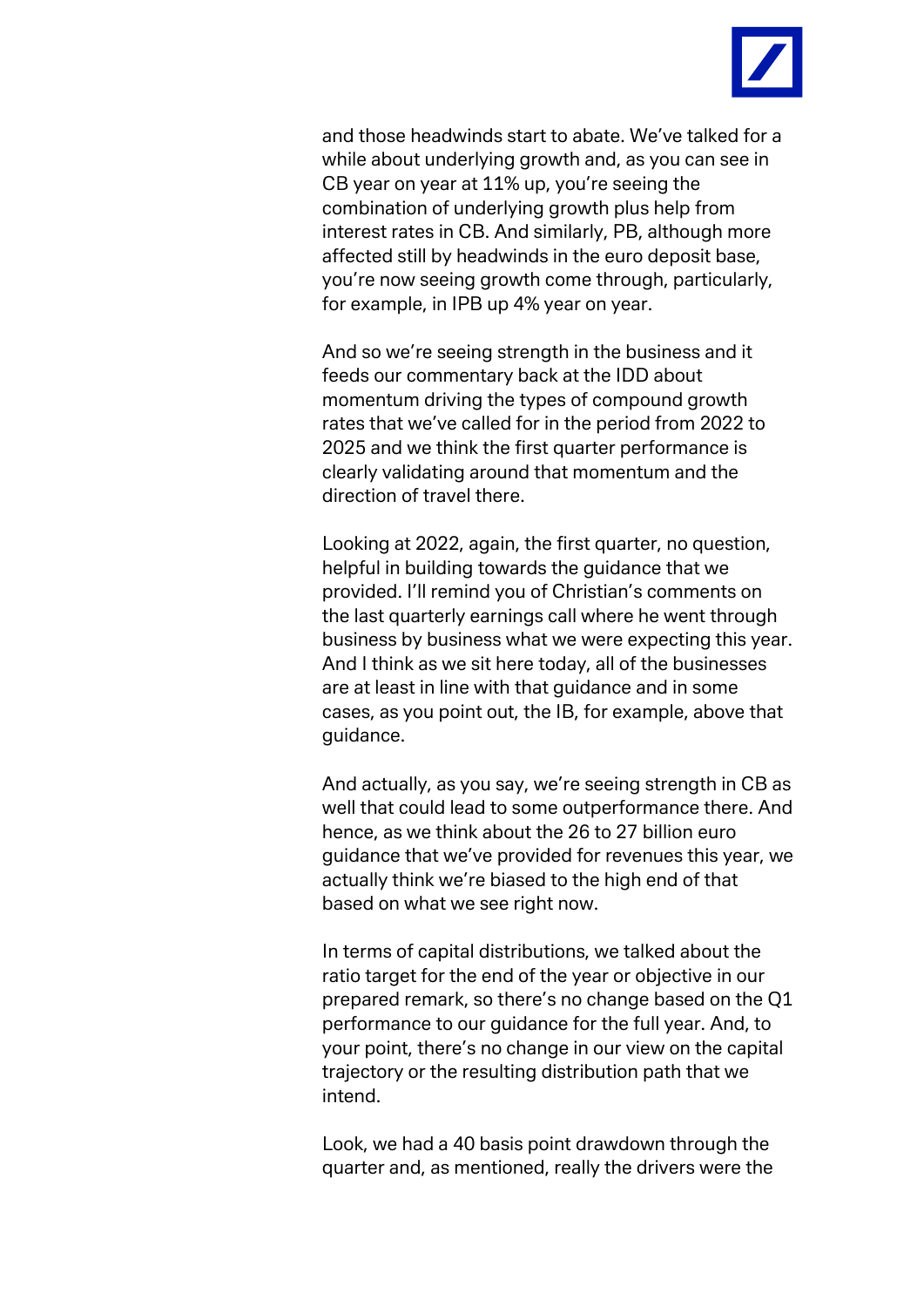and those headwinds start to abate. We've talked for a while about underlying growth and, as you can see in CB year on year at 11% up, you're seeing the combination of underlying growth plus help from interest rates in CB. And similarly, PB, although more affected still by headwinds in the euro deposit base, you're now seeing growth come through, particularly, for example, in IPB up 4% year on year.

And so we're seeing strength in the business and it feeds our commentary back at the IDD about momentum driving the types of compound growth rates that we've called for in the period from 2022 to 2025 and we think the first quarter performance is clearly validating around that momentum and the direction of travel there.

Looking at 2022, again, the first quarter, no question, helpful in building towards the guidance that we provided. I'll remind you of Christian's comments on the last quarterly earnings call where he went through business by business what we were expecting this year. And I think as we sit here today, all of the businesses are at least in line with that guidance and in some cases, as you point out, the IB, for example, above that guidance.

And actually, as you say, we're seeing strength in CB as well that could lead to some outperformance there. And hence, as we think about the 26 to 27 billion euro guidance that we've provided for revenues this year, we actually think we're biased to the high end of that based on what we see right now.

In terms of capital distributions, we talked about the ratio target for the end of the year or objective in our prepared remark, so there's no change based on the Q1 performance to our guidance for the full year. And, to your point, there's no change in our view on the capital trajectory or the resulting distribution path that we intend.

Look, we had a 40 basis point drawdown through the quarter and, as mentioned, really the drivers were the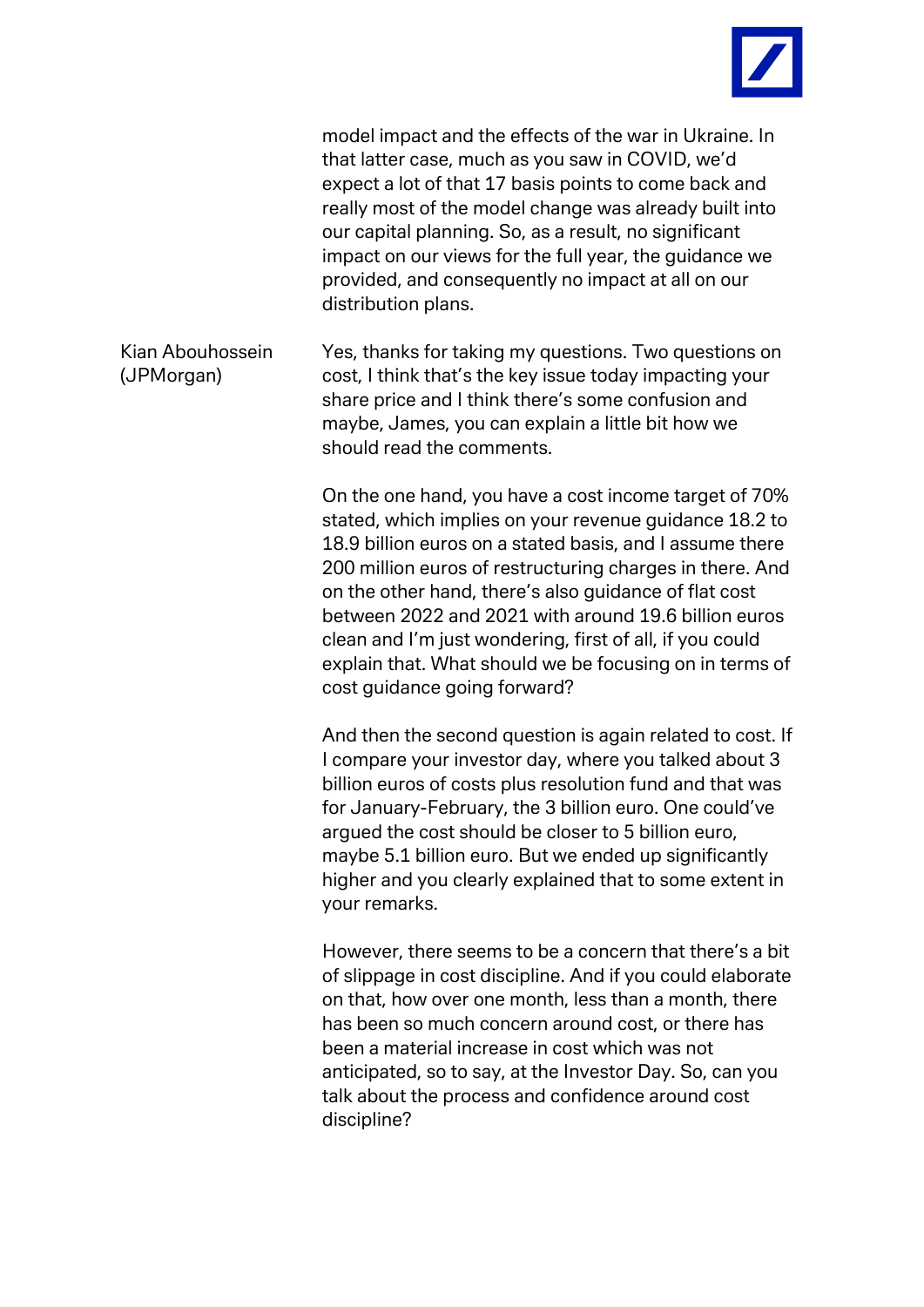model impact and the effects of the war in Ukraine. In that latter case, much as you saw in COVID, we'd expect a lot of that 17 basis points to come back and really most of the model change was already built into our capital planning. So, as a result, no significant impact on our views for the full year, the guidance we provided, and consequently no impact at all on our distribution plans.

**Kian Abouhossein (JPMorgan)**

Yes, thanks for taking my questions. Two questions on cost, I think that's the key issue today impacting your share price and I think there's some confusion and maybe, James, you can explain a little bit how we should read the comments.

On the one hand, you have a cost income target of 70% stated, which implies on your revenue guidance 18.2 to 18.9 billion euros on a stated basis, and I assume there 200 million euros of restructuring charges in there. And on the other hand, there's also guidance of flat cost between 2022 and 2021 with around 19.6 billion euros clean and I'm just wondering, first of all, if you could explain that. What should we be focusing on in terms of cost guidance going forward?

And then the second question is again related to cost. If I compare your investor day, where you talked about 3 billion euros of costs plus resolution fund and that was for January-February, the 3 billion euro. One could've argued the cost should be closer to 5 billion euro, maybe 5.1 billion euro. But we ended up significantly higher and you clearly explained that to some extent in your remarks.

However, there seems to be a concern that there's a bit of slippage in cost discipline. And if you could elaborate on that, how over one month, less than a month, there has been so much concern around cost, or there has been a material increase in cost which was not anticipated, so to say, at the Investor Day. So, can you talk about the process and confidence around cost discipline?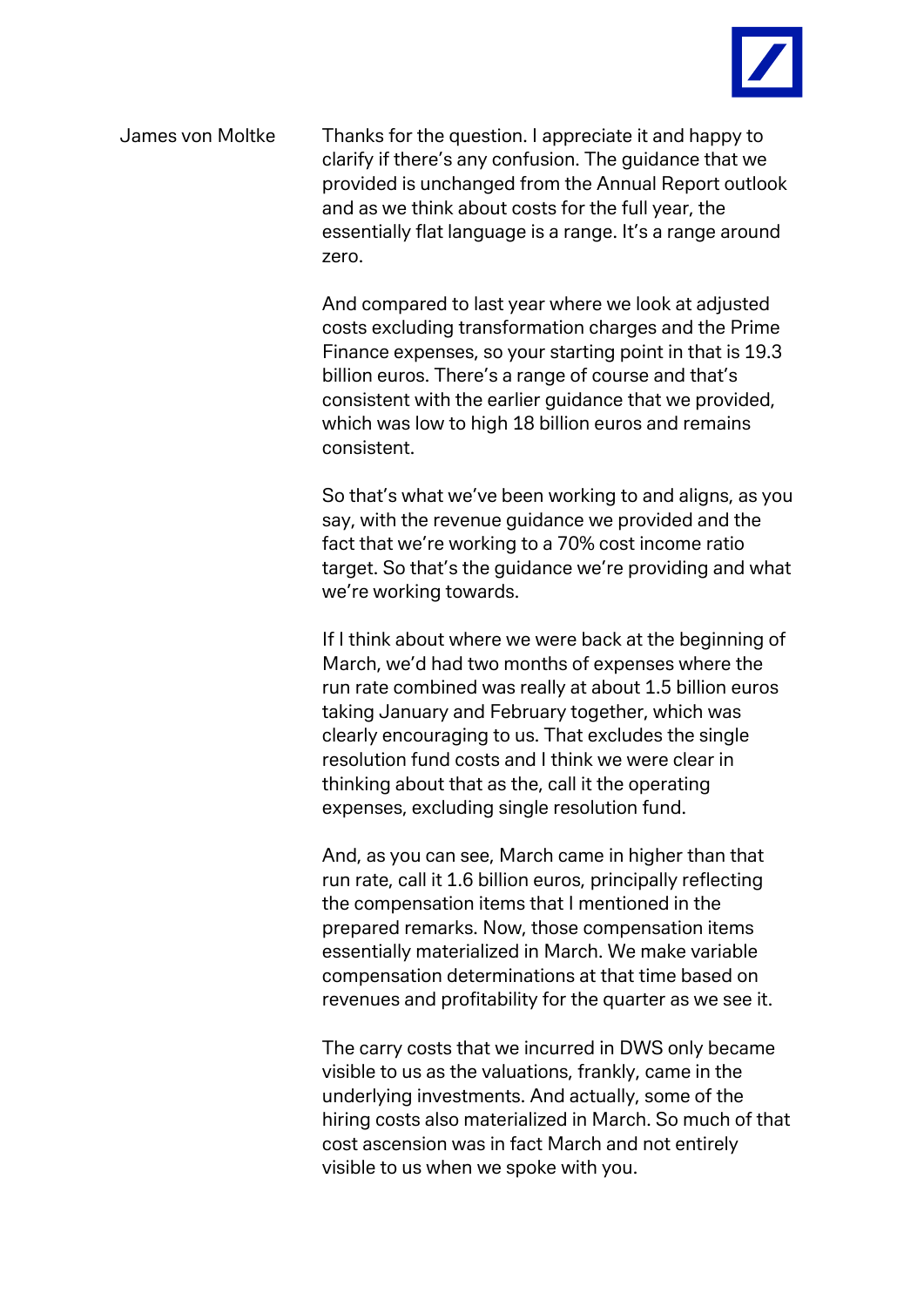James von Moltke

Thanks for the question. I appreciate it and happy to clarify if there's any confusion. The guidance that we provided is unchanged from the Annual Report outlook and as we think about costs for the full year, the essentially flat language is a range. It's a range around zero.

And compared to last year where we look at adjusted costs excluding transformation charges and the Prime Finance expenses, so your starting point in that is 19.3 billion euros. There's a range of course and that's consistent with the earlier guidance that we provided, which was low to high 18 billion euros and remains consistent.

So that's what we've been working to and aligns, as you say, with the revenue guidance we provided and the fact that we're working to a 70% cost income ratio target. So that's the guidance we're providing and what we're working towards.

If I think about where we were back at the beginning of March, we'd had two months of expenses where the run rate combined was really at about 1.5 billion euros taking January and February together, which was clearly encouraging to us. That excludes the single resolution fund costs and I think we were clear in thinking about that as the, call it the operating expenses, excluding single resolution fund.

And, as you can see, March came in higher than that run rate, call it 1.6 billion euros, principally reflecting the compensation items that I mentioned in the prepared remarks. Now, those compensation items essentially materialized in March. We make variable compensation determinations at that time based on revenues and profitability for the quarter as we see it.

The carry costs that we incurred in DWS only became visible to us as the valuations, frankly, came in the underlying investments. And actually, some of the hiring costs also materialized in March. So much of that cost ascension was in fact March and not entirely visible to us when we spoke with you.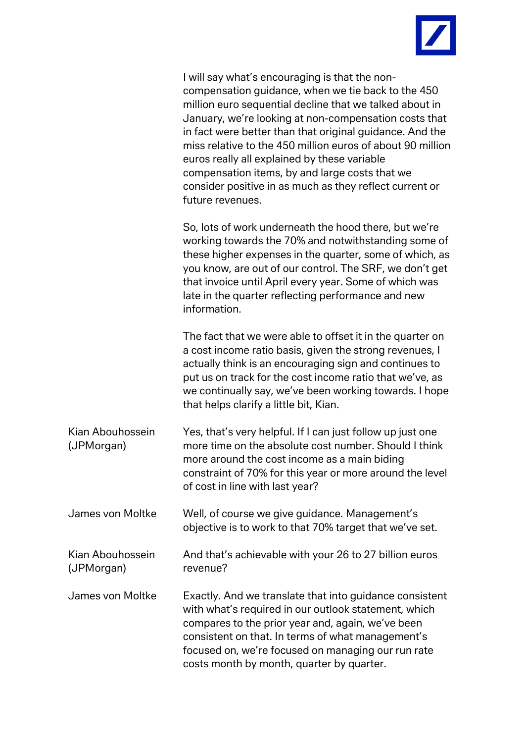I will say what's encouraging is that the non-compensation guidance, when we tie back to the 450 million euro sequential decline that we talked about in January, we're looking at non-compensation costs that in fact were better than that original guidance. And the miss relative to the 450 million euros of about 90 million euros really all explained by these variable compensation items, by and large costs that we consider positive in as much as they reflect current or future revenues.

So, lots of work underneath the hood there, but we're working towards the 70% and notwithstanding some of these higher expenses in the quarter, some of which, as you know, are out of our control. The SRF, we don't get that invoice until April every year. Some of which was late in the quarter reflecting performance and new information.

The fact that we were able to offset it in the quarter on a cost income ratio basis, given the strong revenues, I actually think is an encouraging sign and continues to put us on track for the cost income ratio that we've, as we continually say, we've been working towards. I hope that helps clarify a little bit, Kian.

**Kian Abouhossein (JPMorgan)**: Yes, that's very helpful. If I can just follow up just one more time on the absolute cost number. Should I think more around the cost income as a main biding constraint of 70% for this year or more around the level of cost in line with last year?

**James von Moltke**: Well, of course we give guidance. Management's objective is to work to that 70% target that we've set.

**Kian Abouhossein (JPMorgan)**: And that's achievable with your 26 to 27 billion euros revenue?

**James von Moltke**: Exactly. And we translate that into guidance consistent with what's required in our outlook statement, which compares to the prior year and, again, we've been consistent on that. In terms of what management's focused on, we're focused on managing our run rate costs month by month, quarter by quarter.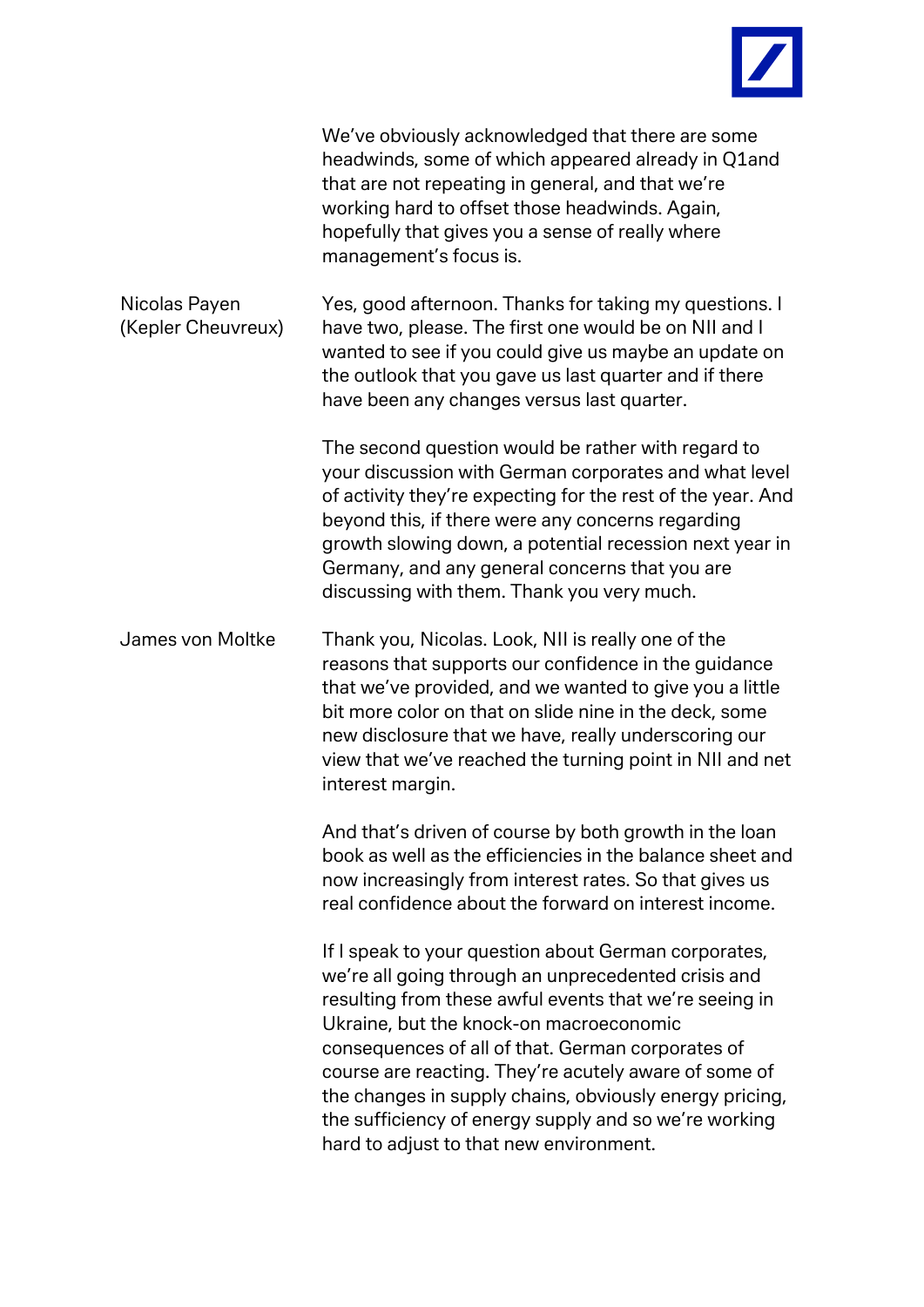We've obviously acknowledged that there are some headwinds, some of which appeared already in Q1and that are not repeating in general, and that we're working hard to offset those headwinds. Again, hopefully that gives you a sense of really where management's focus is.

| | |
|---|---|
| Nicolas Payen (Kepler Cheuvreux) | Yes, good afternoon. Thanks for taking my questions. I have two, please. The first one would be on NII and I wanted to see if you could give us maybe an update on the outlook that you gave us last quarter and if there have been any changes versus last quarter.<br><br>The second question would be rather with regard to your discussion with German corporates and what level of activity they're expecting for the rest of the year. And beyond this, if there were any concerns regarding growth slowing down, a potential recession next year in Germany, and any general concerns that you are discussing with them. Thank you very much. |
| James von Moltke | Thank you, Nicolas. Look, NII is really one of the reasons that supports our confidence in the guidance that we've provided, and we wanted to give you a little bit more color on that on slide nine in the deck, some new disclosure that we have, really underscoring our view that we've reached the turning point in NII and net interest margin.<br><br>And that's driven of course by both growth in the loan book as well as the efficiencies in the balance sheet and now increasingly from interest rates. So that gives us real confidence about the forward on interest income.<br><br>If I speak to your question about German corporates, we're all going through an unprecedented crisis and resulting from these awful events that we're seeing in Ukraine, but the knock-on macroeconomic consequences of all of that. German corporates of course are reacting. They're acutely aware of some of the changes in supply chains, obviously energy pricing, the sufficiency of energy supply and so we're working hard to adjust to that new environment. |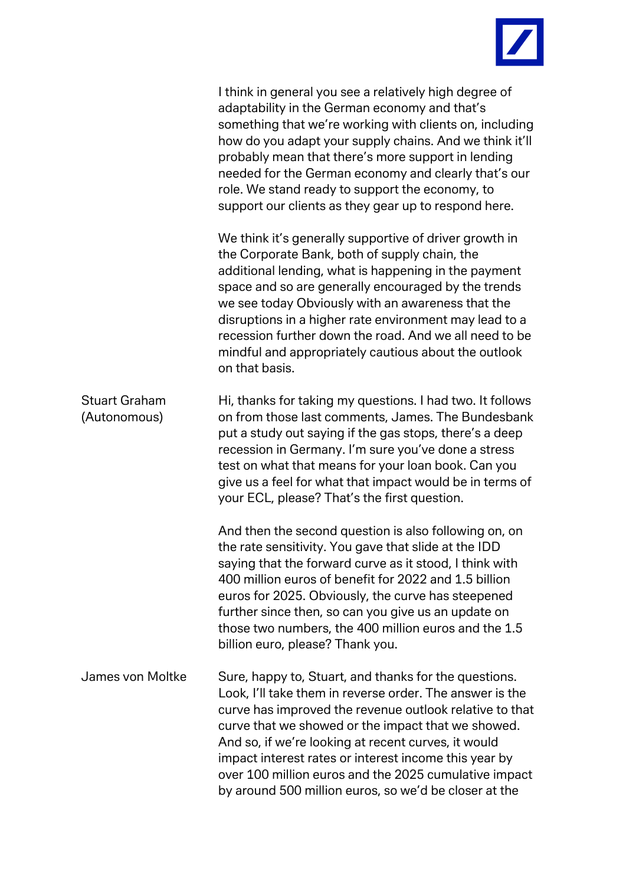I think in general you see a relatively high degree of adaptability in the German economy and that's something that we're working with clients on, including how do you adapt your supply chains. And we think it'll probably mean that there's more support in lending needed for the German economy and clearly that's our role. We stand ready to support the economy, to support our clients as they gear up to respond here.

We think it's generally supportive of driver growth in the Corporate Bank, both of supply chain, the additional lending, what is happening in the payment space and so are generally encouraged by the trends we see today Obviously with an awareness that the disruptions in a higher rate environment may lead to a recession further down the road. And we all need to be mindful and appropriately cautious about the outlook on that basis.

**Stuart Graham (Autonomous)**

Hi, thanks for taking my questions. I had two. It follows on from those last comments, James. The Bundesbank put a study out saying if the gas stops, there's a deep recession in Germany. I'm sure you've done a stress test on what that means for your loan book. Can you give us a feel for what that impact would be in terms of your ECL, please? That's the first question.

And then the second question is also following on, on the rate sensitivity. You gave that slide at the IDD saying that the forward curve as it stood, I think with 400 million euros of benefit for 2022 and 1.5 billion euros for 2025. Obviously, the curve has steepened further since then, so can you give us an update on those two numbers, the 400 million euros and the 1.5 billion euro, please? Thank you.

**James von Moltke**

Sure, happy to, Stuart, and thanks for the questions. Look, I'll take them in reverse order. The answer is the curve has improved the revenue outlook relative to that curve that we showed or the impact that we showed. And so, if we're looking at recent curves, it would impact interest rates or interest income this year by over 100 million euros and the 2025 cumulative impact by around 500 million euros, so we'd be closer at the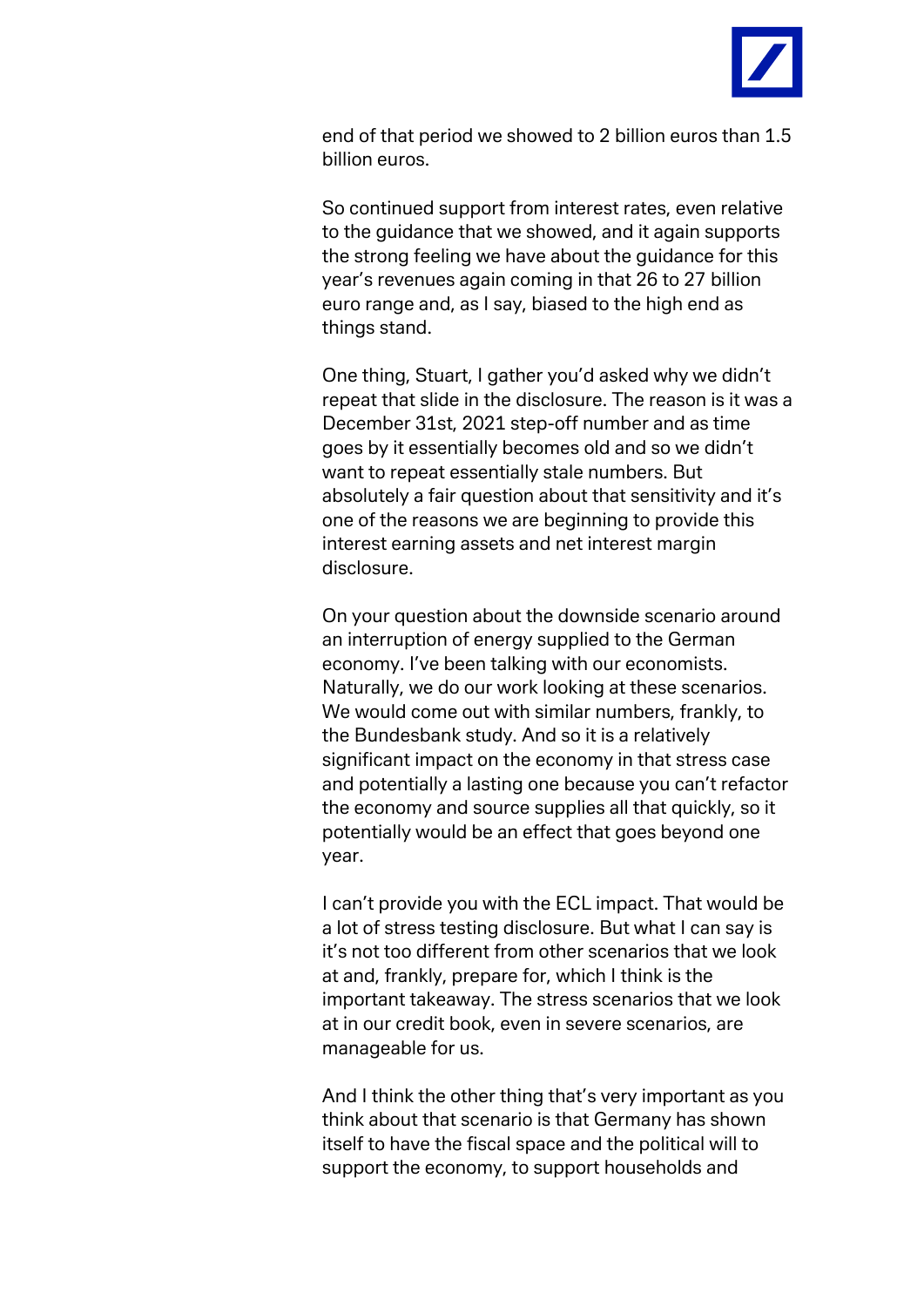end of that period we showed to 2 billion euros than 1.5 billion euros.

So continued support from interest rates, even relative to the guidance that we showed, and it again supports the strong feeling we have about the guidance for this year's revenues again coming in that 26 to 27 billion euro range and, as I say, biased to the high end as things stand.

One thing, Stuart, I gather you'd asked why we didn't repeat that slide in the disclosure. The reason is it was a December 31st, 2021 step-off number and as time goes by it essentially becomes old and so we didn't want to repeat essentially stale numbers. But absolutely a fair question about that sensitivity and it's one of the reasons we are beginning to provide this interest earning assets and net interest margin disclosure.

On your question about the downside scenario around an interruption of energy supplied to the German economy. I've been talking with our economists. Naturally, we do our work looking at these scenarios. We would come out with similar numbers, frankly, to the Bundesbank study. And so it is a relatively significant impact on the economy in that stress case and potentially a lasting one because you can't refactor the economy and source supplies all that quickly, so it potentially would be an effect that goes beyond one year.

I can't provide you with the ECL impact. That would be a lot of stress testing disclosure. But what I can say is it's not too different from other scenarios that we look at and, frankly, prepare for, which I think is the important takeaway. The stress scenarios that we look at in our credit book, even in severe scenarios, are manageable for us.

And I think the other thing that's very important as you think about that scenario is that Germany has shown itself to have the fiscal space and the political will to support the economy, to support households and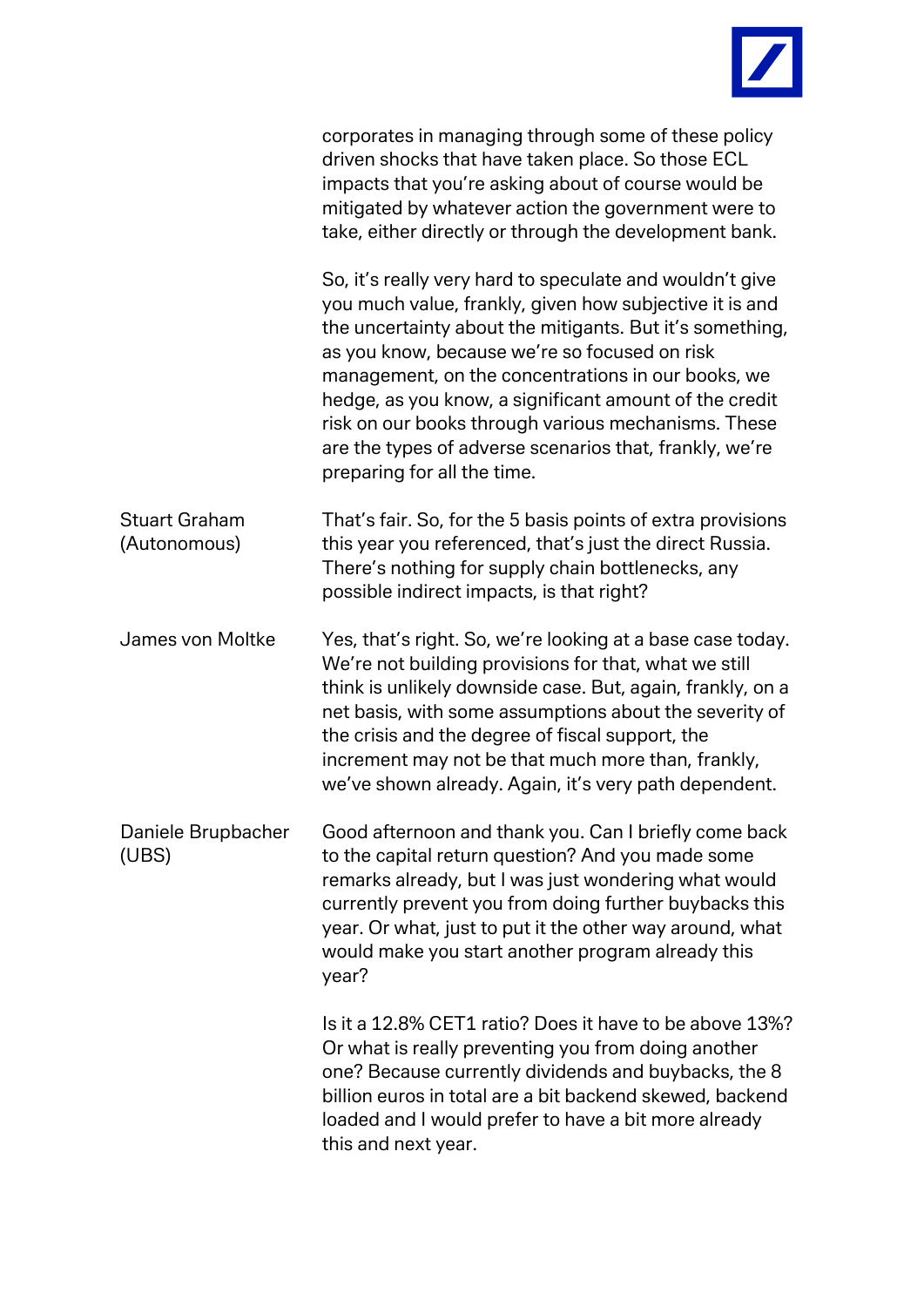corporates in managing through some of these policy driven shocks that have taken place. So those ECL impacts that you're asking about of course would be mitigated by whatever action the government were to take, either directly or through the development bank.

So, it's really very hard to speculate and wouldn't give you much value, frankly, given how subjective it is and the uncertainty about the mitigants. But it's something, as you know, because we're so focused on risk management, on the concentrations in our books, we hedge, as you know, a significant amount of the credit risk on our books through various mechanisms. These are the types of adverse scenarios that, frankly, we're preparing for all the time.

**Stuart Graham (Autonomous)**

That's fair. So, for the 5 basis points of extra provisions this year you referenced, that's just the direct Russia. There's nothing for supply chain bottlenecks, any possible indirect impacts, is that right?

**James von Moltke**

Yes, that's right. So, we're looking at a base case today. We're not building provisions for that, what we still think is unlikely downside case. But, again, frankly, on a net basis, with some assumptions about the severity of the crisis and the degree of fiscal support, the increment may not be that much more than, frankly, we've shown already. Again, it's very path dependent.

**Daniele Brupbacher (UBS)**

Good afternoon and thank you. Can I briefly come back to the capital return question? And you made some remarks already, but I was just wondering what would currently prevent you from doing further buybacks this year. Or what, just to put it the other way around, what would make you start another program already this year?

Is it a 12.8% CET1 ratio? Does it have to be above 13%? Or what is really preventing you from doing another one? Because currently dividends and buybacks, the 8 billion euros in total are a bit backend skewed, backend loaded and I would prefer to have a bit more already this and next year.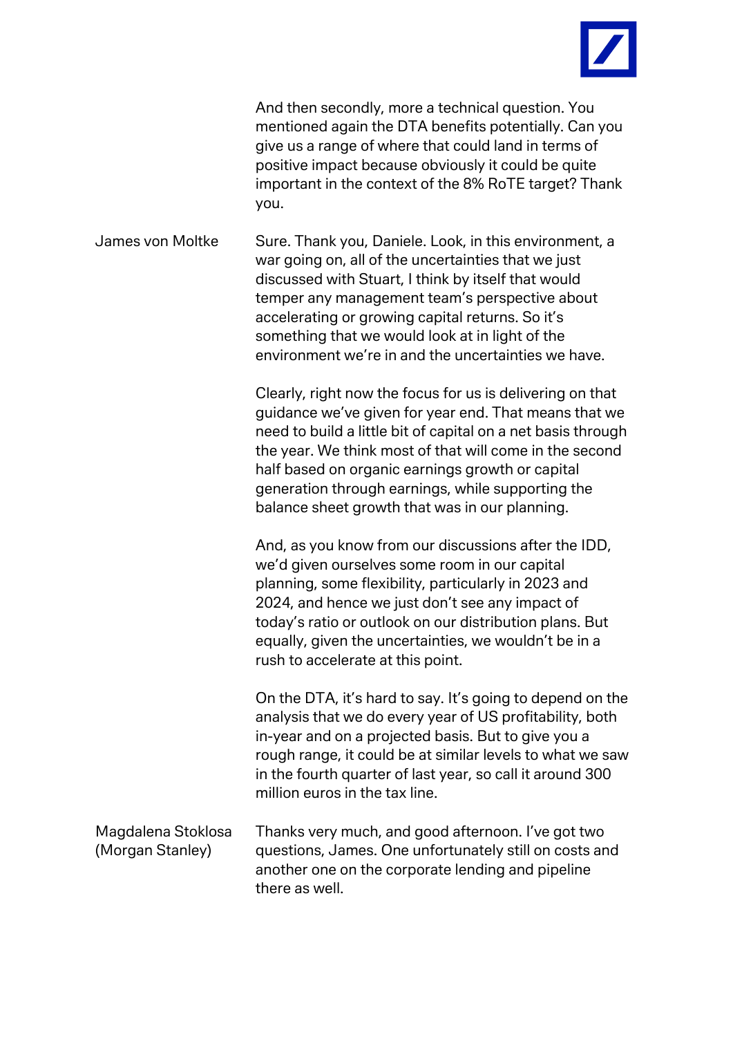And then secondly, more a technical question. You mentioned again the DTA benefits potentially. Can you give us a range of where that could land in terms of positive impact because obviously it could be quite important in the context of the 8% RoTE target? Thank you.

James von Moltke

Sure. Thank you, Daniele. Look, in this environment, a war going on, all of the uncertainties that we just discussed with Stuart, I think by itself that would temper any management team's perspective about accelerating or growing capital returns. So it's something that we would look at in light of the environment we're in and the uncertainties we have.

Clearly, right now the focus for us is delivering on that guidance we've given for year end. That means that we need to build a little bit of capital on a net basis through the year. We think most of that will come in the second half based on organic earnings growth or capital generation through earnings, while supporting the balance sheet growth that was in our planning.

And, as you know from our discussions after the IDD, we'd given ourselves some room in our capital planning, some flexibility, particularly in 2023 and 2024, and hence we just don't see any impact of today's ratio or outlook on our distribution plans. But equally, given the uncertainties, we wouldn't be in a rush to accelerate at this point.

On the DTA, it's hard to say. It's going to depend on the analysis that we do every year of US profitability, both in-year and on a projected basis. But to give you a rough range, it could be at similar levels to what we saw in the fourth quarter of last year, so call it around 300 million euros in the tax line.

Magdalena Stoklosa (Morgan Stanley)

Thanks very much, and good afternoon. I've got two questions, James. One unfortunately still on costs and another one on the corporate lending and pipeline there as well.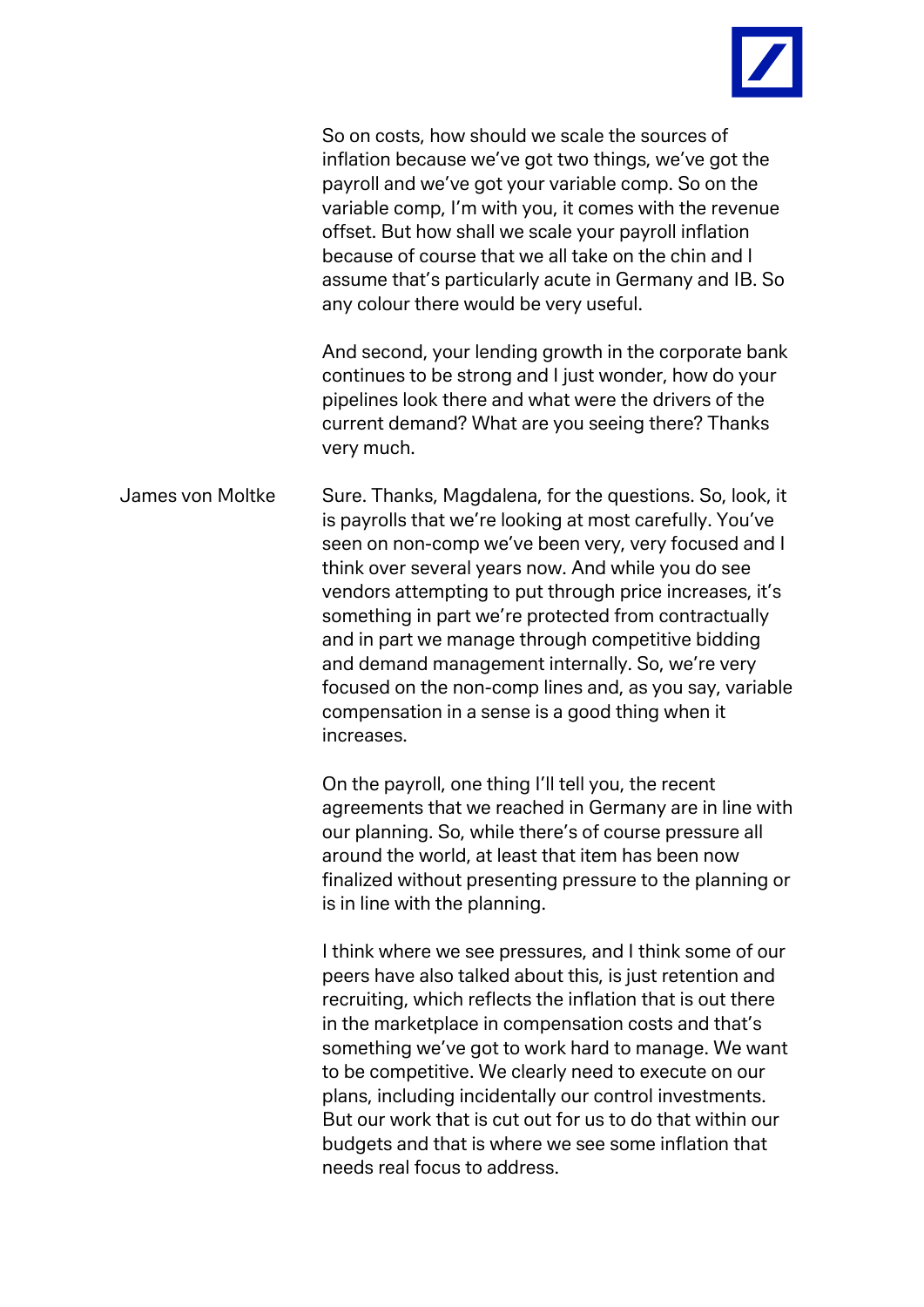So on costs, how should we scale the sources of inflation because we've got two things, we've got the payroll and we've got your variable comp. So on the variable comp, I'm with you, it comes with the revenue offset. But how shall we scale your payroll inflation because of course that we all take on the chin and I assume that's particularly acute in Germany and IB. So any colour there would be very useful.

And second, your lending growth in the corporate bank continues to be strong and I just wonder, how do your pipelines look there and what were the drivers of the current demand? What are you seeing there? Thanks very much.

**James von Moltke**

Sure. Thanks, Magdalena, for the questions. So, look, it is payrolls that we're looking at most carefully. You've seen on non-comp we've been very, very focused and I think over several years now. And while you do see vendors attempting to put through price increases, it's something in part we're protected from contractually and in part we manage through competitive bidding and demand management internally. So, we're very focused on the non-comp lines and, as you say, variable compensation in a sense is a good thing when it increases.

On the payroll, one thing I'll tell you, the recent agreements that we reached in Germany are in line with our planning. So, while there's of course pressure all around the world, at least that item has been now finalized without presenting pressure to the planning or is in line with the planning.

I think where we see pressures, and I think some of our peers have also talked about this, is just retention and recruiting, which reflects the inflation that is out there in the marketplace in compensation costs and that's something we've got to work hard to manage. We want to be competitive. We clearly need to execute on our plans, including incidentally our control investments. But our work that is cut out for us to do that within our budgets and that is where we see some inflation that needs real focus to address.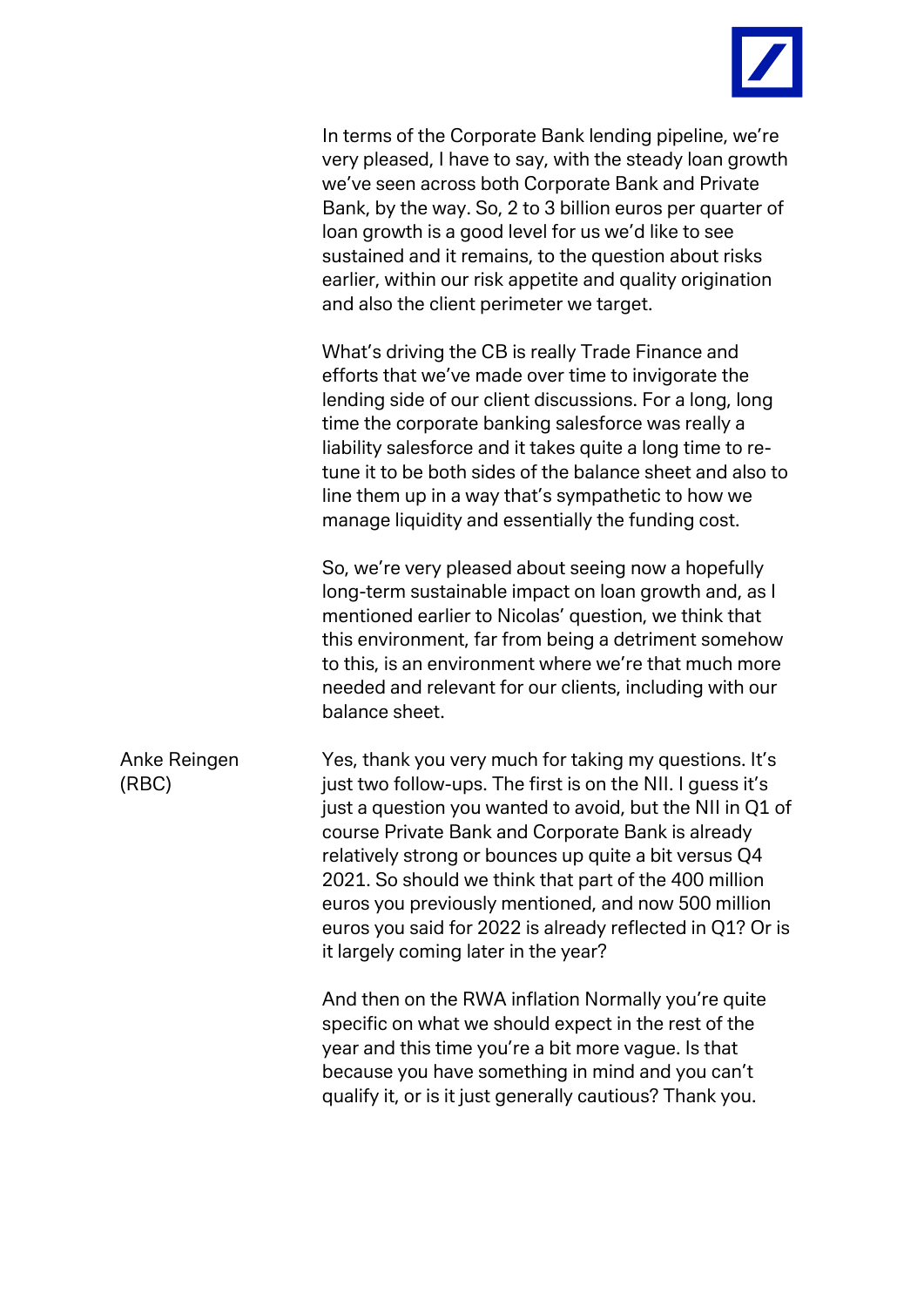In terms of the Corporate Bank lending pipeline, we're very pleased, I have to say, with the steady loan growth we've seen across both Corporate Bank and Private Bank, by the way. So, 2 to 3 billion euros per quarter of loan growth is a good level for us we'd like to see sustained and it remains, to the question about risks earlier, within our risk appetite and quality origination and also the client perimeter we target.

What's driving the CB is really Trade Finance and efforts that we've made over time to invigorate the lending side of our client discussions. For a long, long time the corporate banking salesforce was really a liability salesforce and it takes quite a long time to re-tune it to be both sides of the balance sheet and also to line them up in a way that's sympathetic to how we manage liquidity and essentially the funding cost.

So, we're very pleased about seeing now a hopefully long-term sustainable impact on loan growth and, as I mentioned earlier to Nicolas' question, we think that this environment, far from being a detriment somehow to this, is an environment where we're that much more needed and relevant for our clients, including with our balance sheet.

**Anke Reingen (RBC)**

Yes, thank you very much for taking my questions. It's just two follow-ups. The first is on the NII. I guess it's just a question you wanted to avoid, but the NII in Q1 of course Private Bank and Corporate Bank is already relatively strong or bounces up quite a bit versus Q4 2021. So should we think that part of the 400 million euros you previously mentioned, and now 500 million euros you said for 2022 is already reflected in Q1? Or is it largely coming later in the year?

And then on the RWA inflation Normally you're quite specific on what we should expect in the rest of the year and this time you're a bit more vague. Is that because you have something in mind and you can't qualify it, or is it just generally cautious? Thank you.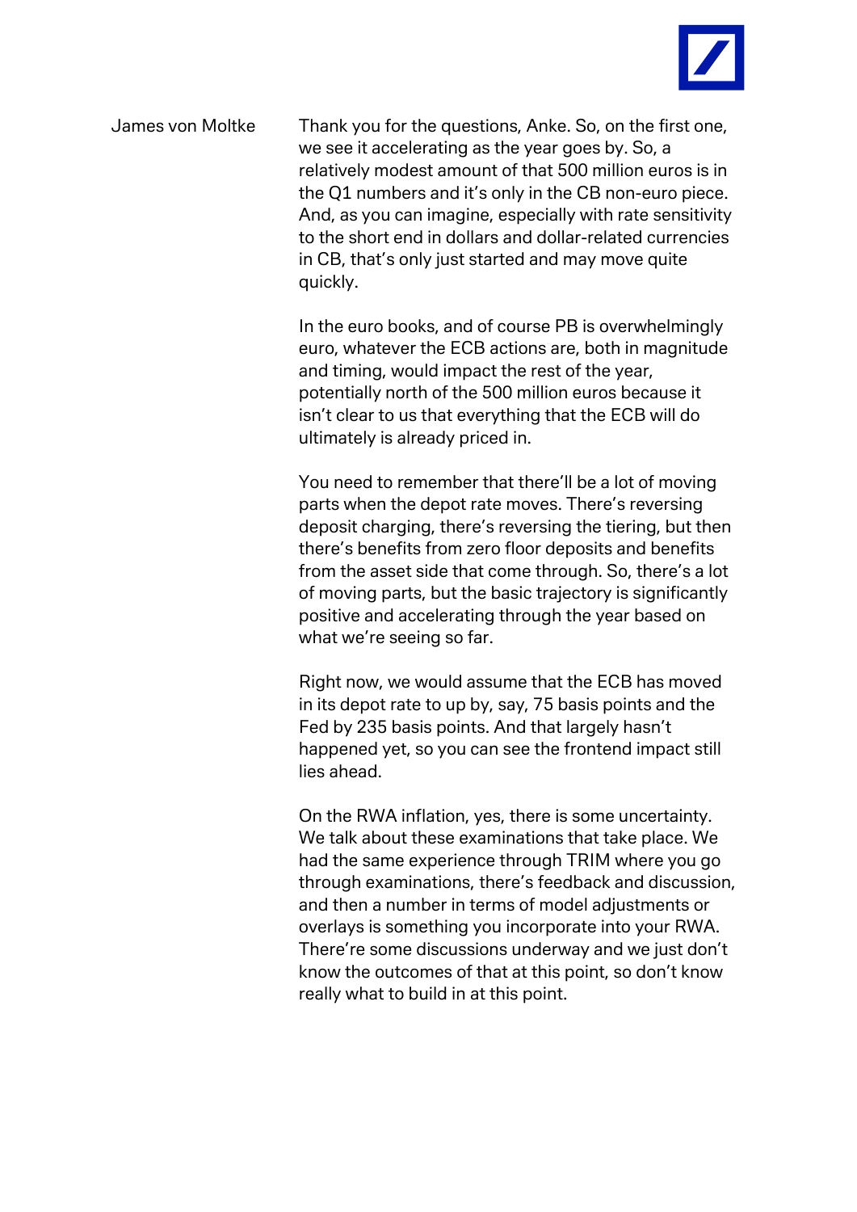James von Moltke

Thank you for the questions, Anke. So, on the first one, we see it accelerating as the year goes by. So, a relatively modest amount of that 500 million euros is in the Q1 numbers and it's only in the CB non-euro piece. And, as you can imagine, especially with rate sensitivity to the short end in dollars and dollar-related currencies in CB, that's only just started and may move quite quickly.

In the euro books, and of course PB is overwhelmingly euro, whatever the ECB actions are, both in magnitude and timing, would impact the rest of the year, potentially north of the 500 million euros because it isn't clear to us that everything that the ECB will do ultimately is already priced in.

You need to remember that there'll be a lot of moving parts when the depot rate moves. There's reversing deposit charging, there's reversing the tiering, but then there's benefits from zero floor deposits and benefits from the asset side that come through. So, there's a lot of moving parts, but the basic trajectory is significantly positive and accelerating through the year based on what we're seeing so far.

Right now, we would assume that the ECB has moved in its depot rate to up by, say, 75 basis points and the Fed by 235 basis points. And that largely hasn't happened yet, so you can see the frontend impact still lies ahead.

On the RWA inflation, yes, there is some uncertainty. We talk about these examinations that take place. We had the same experience through TRIM where you go through examinations, there's feedback and discussion, and then a number in terms of model adjustments or overlays is something you incorporate into your RWA. There're some discussions underway and we just don't know the outcomes of that at this point, so don't know really what to build in at this point.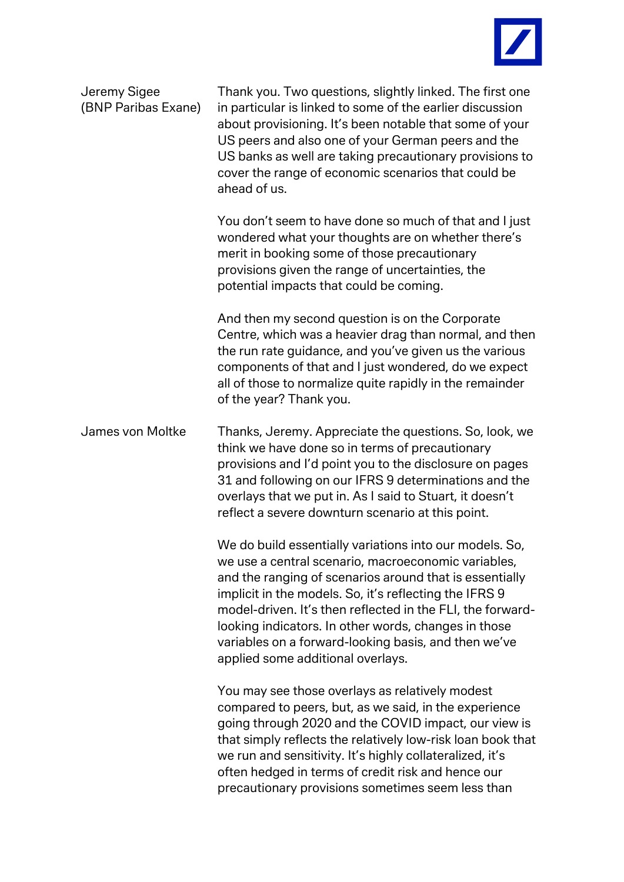Jeremy Sigee (BNP Paribas Exane)

Thank you. Two questions, slightly linked. The first one in particular is linked to some of the earlier discussion about provisioning. It's been notable that some of your US peers and also one of your German peers and the US banks as well are taking precautionary provisions to cover the range of economic scenarios that could be ahead of us.

You don't seem to have done so much of that and I just wondered what your thoughts are on whether there's merit in booking some of those precautionary provisions given the range of uncertainties, the potential impacts that could be coming.

And then my second question is on the Corporate Centre, which was a heavier drag than normal, and then the run rate guidance, and you've given us the various components of that and I just wondered, do we expect all of those to normalize quite rapidly in the remainder of the year? Thank you.

James von Moltke

Thanks, Jeremy. Appreciate the questions. So, look, we think we have done so in terms of precautionary provisions and I'd point you to the disclosure on pages 31 and following on our IFRS 9 determinations and the overlays that we put in. As I said to Stuart, it doesn't reflect a severe downturn scenario at this point.

We do build essentially variations into our models. So, we use a central scenario, macroeconomic variables, and the ranging of scenarios around that is essentially implicit in the models. So, it's reflecting the IFRS 9 model-driven. It's then reflected in the FLI, the forward-looking indicators. In other words, changes in those variables on a forward-looking basis, and then we've applied some additional overlays.

You may see those overlays as relatively modest compared to peers, but, as we said, in the experience going through 2020 and the COVID impact, our view is that simply reflects the relatively low-risk loan book that we run and sensitivity. It's highly collateralized, it's often hedged in terms of credit risk and hence our precautionary provisions sometimes seem less than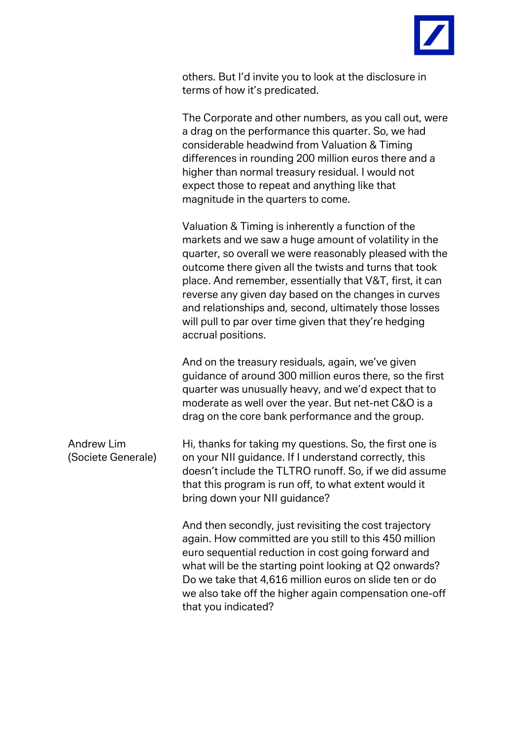others. But I'd invite you to look at the disclosure in terms of how it's predicated.

The Corporate and other numbers, as you call out, were a drag on the performance this quarter. So, we had considerable headwind from Valuation & Timing differences in rounding 200 million euros there and a higher than normal treasury residual. I would not expect those to repeat and anything like that magnitude in the quarters to come.

Valuation & Timing is inherently a function of the markets and we saw a huge amount of volatility in the quarter, so overall we were reasonably pleased with the outcome there given all the twists and turns that took place. And remember, essentially that V&T, first, it can reverse any given day based on the changes in curves and relationships and, second, ultimately those losses will pull to par over time given that they're hedging accrual positions.

And on the treasury residuals, again, we've given guidance of around 300 million euros there, so the first quarter was unusually heavy, and we'd expect that to moderate as well over the year. But net-net C&O is a drag on the core bank performance and the group.

**Andrew Lim (Societe Generale)**

Hi, thanks for taking my questions. So, the first one is on your NII guidance. If I understand correctly, this doesn't include the TLTRO runoff. So, if we did assume that this program is run off, to what extent would it bring down your NII guidance?

And then secondly, just revisiting the cost trajectory again. How committed are you still to this 450 million euro sequential reduction in cost going forward and what will be the starting point looking at Q2 onwards? Do we take that 4,616 million euros on slide ten or do we also take off the higher again compensation one-off that you indicated?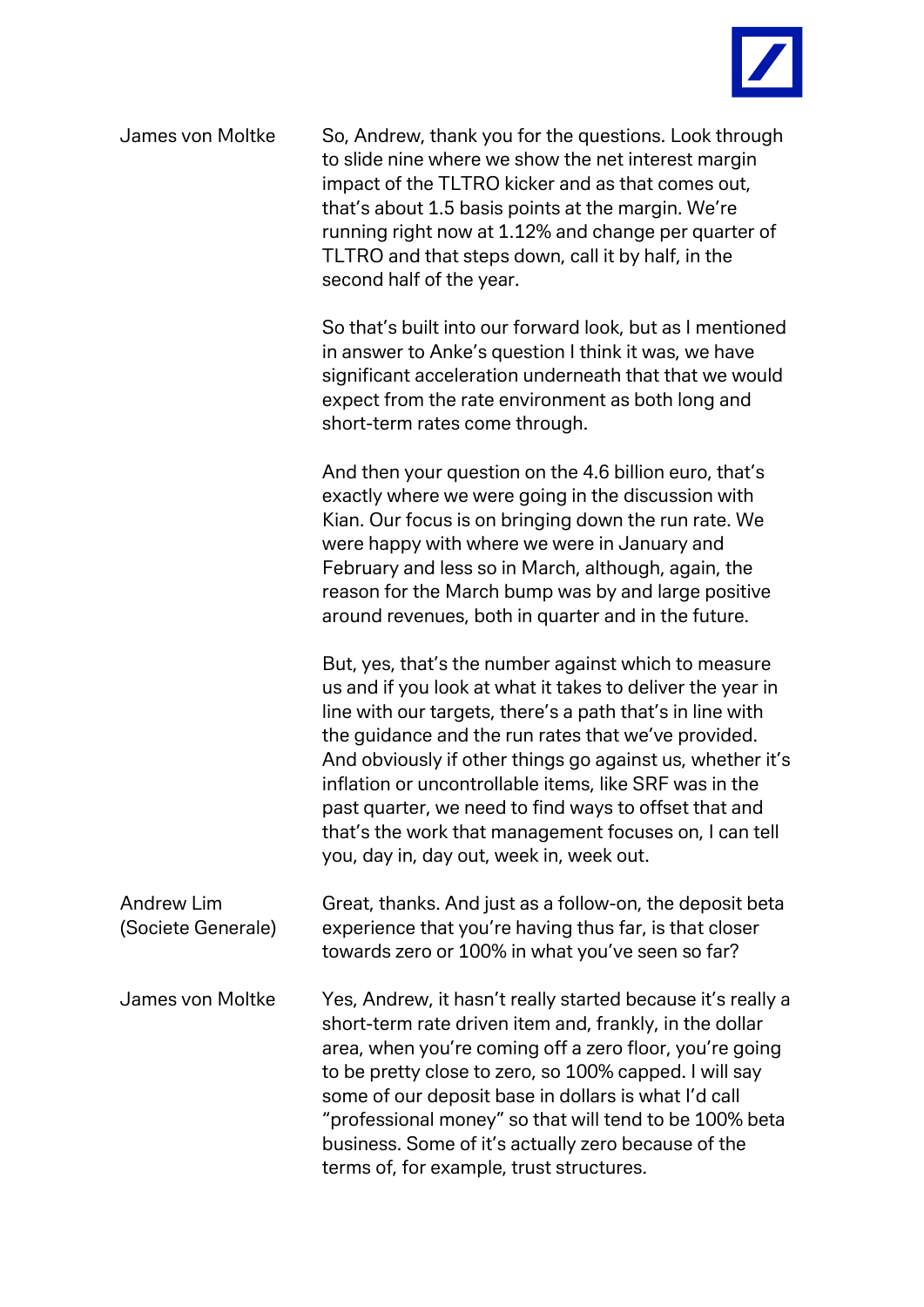**James von Moltke**

So, Andrew, thank you for the questions. Look through to slide nine where we show the net interest margin impact of the TLTRO kicker and as that comes out, that's about 1.5 basis points at the margin. We're running right now at 1.12% and change per quarter of TLTRO and that steps down, call it by half, in the second half of the year.

So that's built into our forward look, but as I mentioned in answer to Anke's question I think it was, we have significant acceleration underneath that that we would expect from the rate environment as both long and short-term rates come through.

And then your question on the 4.6 billion euro, that's exactly where we were going in the discussion with Kian. Our focus is on bringing down the run rate. We were happy with where we were in January and February and less so in March, although, again, the reason for the March bump was by and large positive around revenues, both in quarter and in the future.

But, yes, that's the number against which to measure us and if you look at what it takes to deliver the year in line with our targets, there's a path that's in line with the guidance and the run rates that we've provided. And obviously if other things go against us, whether it's inflation or uncontrollable items, like SRF was in the past quarter, we need to find ways to offset that and that's the work that management focuses on, I can tell you, day in, day out, week in, week out.

**Andrew Lim (Societe Generale)**

Great, thanks. And just as a follow-on, the deposit beta experience that you're having thus far, is that closer towards zero or 100% in what you've seen so far?

**James von Moltke**

Yes, Andrew, it hasn't really started because it's really a short-term rate driven item and, frankly, in the dollar area, when you're coming off a zero floor, you're going to be pretty close to zero, so 100% capped. I will say some of our deposit base in dollars is what I'd call "professional money" so that will tend to be 100% beta business. Some of it's actually zero because of the terms of, for example, trust structures.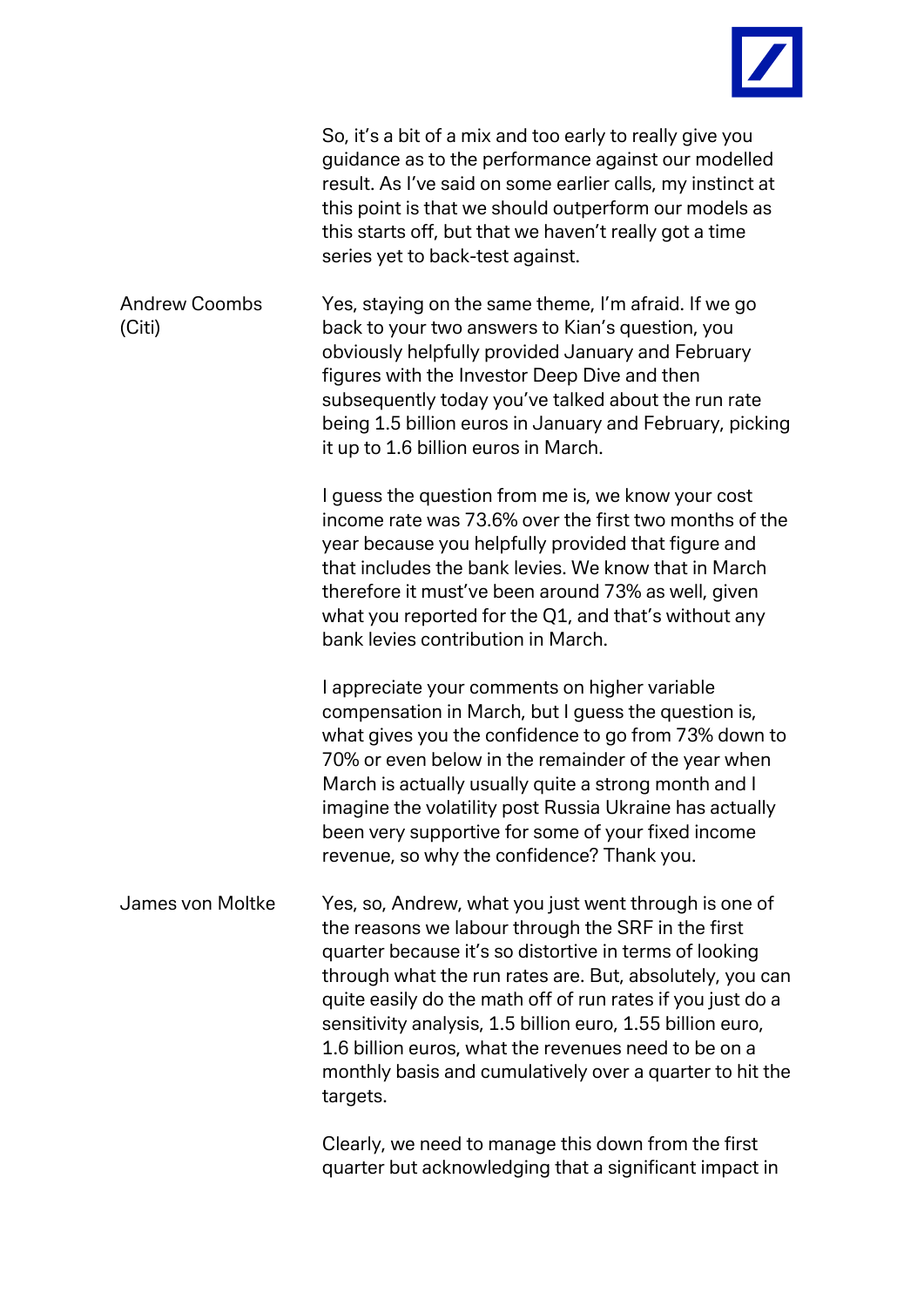So, it's a bit of a mix and too early to really give you guidance as to the performance against our modelled result. As I've said on some earlier calls, my instinct at this point is that we should outperform our models as this starts off, but that we haven't really got a time series yet to back-test against.

Andrew Coombs (Citi)

Yes, staying on the same theme, I'm afraid. If we go back to your two answers to Kian's question, you obviously helpfully provided January and February figures with the Investor Deep Dive and then subsequently today you've talked about the run rate being 1.5 billion euros in January and February, picking it up to 1.6 billion euros in March.

I guess the question from me is, we know your cost income rate was 73.6% over the first two months of the year because you helpfully provided that figure and that includes the bank levies. We know that in March therefore it must've been around 73% as well, given what you reported for the Q1, and that's without any bank levies contribution in March.

I appreciate your comments on higher variable compensation in March, but I guess the question is, what gives you the confidence to go from 73% down to 70% or even below in the remainder of the year when March is actually usually quite a strong month and I imagine the volatility post Russia Ukraine has actually been very supportive for some of your fixed income revenue, so why the confidence? Thank you.

James von Moltke

Yes, so, Andrew, what you just went through is one of the reasons we labour through the SRF in the first quarter because it's so distortive in terms of looking through what the run rates are. But, absolutely, you can quite easily do the math off of run rates if you just do a sensitivity analysis, 1.5 billion euro, 1.55 billion euro, 1.6 billion euros, what the revenues need to be on a monthly basis and cumulatively over a quarter to hit the targets.

Clearly, we need to manage this down from the first quarter but acknowledging that a significant impact in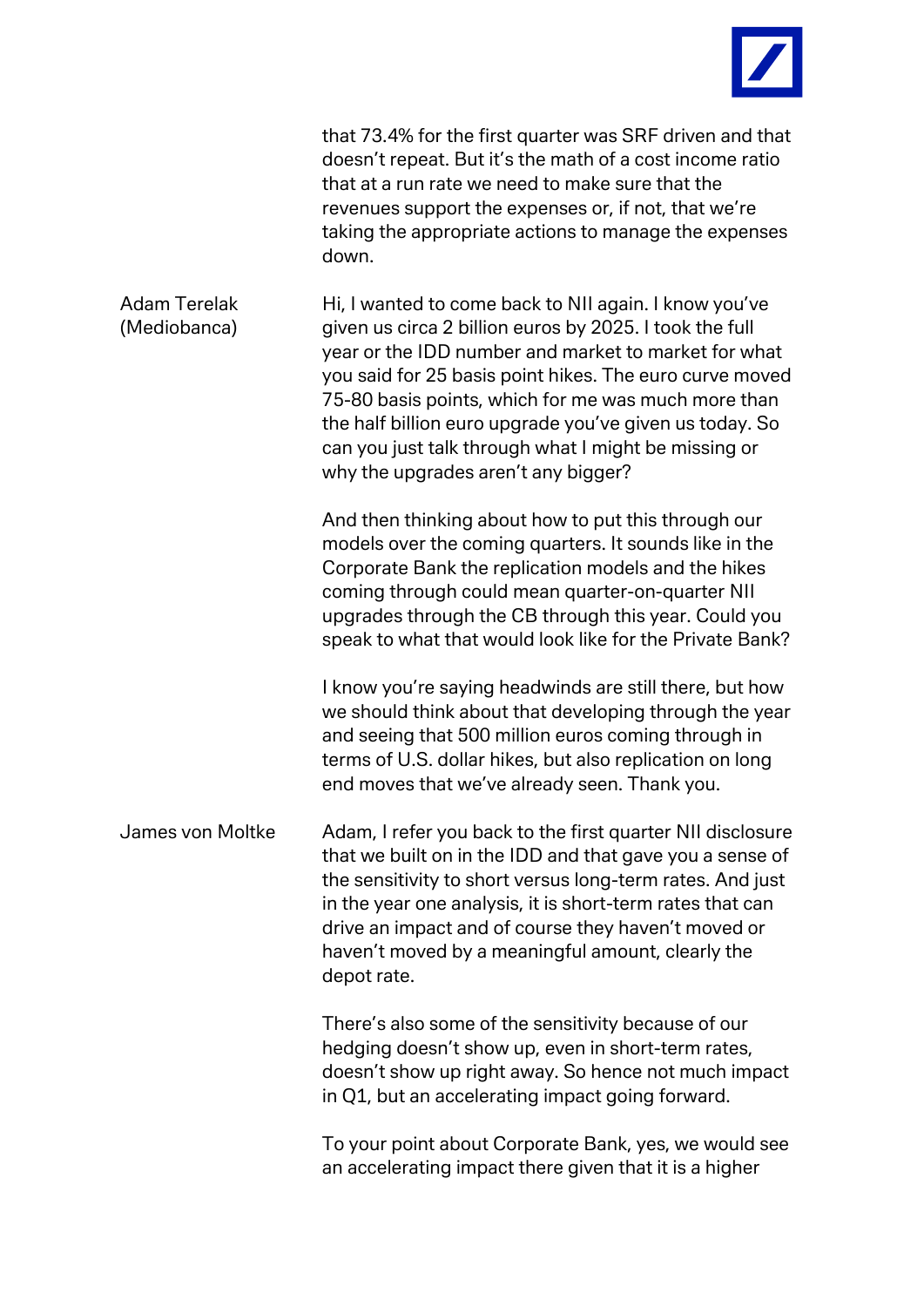that 73.4% for the first quarter was SRF driven and that doesn't repeat. But it's the math of a cost income ratio that at a run rate we need to make sure that the revenues support the expenses or, if not, that we're taking the appropriate actions to manage the expenses down.

**Adam Terelak (Mediobanca)**

Hi, I wanted to come back to NII again. I know you've given us circa 2 billion euros by 2025. I took the full year or the IDD number and market to market for what you said for 25 basis point hikes. The euro curve moved 75-80 basis points, which for me was much more than the half billion euro upgrade you've given us today. So can you just talk through what I might be missing or why the upgrades aren't any bigger?

And then thinking about how to put this through our models over the coming quarters. It sounds like in the Corporate Bank the replication models and the hikes coming through could mean quarter-on-quarter NII upgrades through the CB through this year. Could you speak to what that would look like for the Private Bank?

I know you're saying headwinds are still there, but how we should think about that developing through the year and seeing that 500 million euros coming through in terms of U.S. dollar hikes, but also replication on long end moves that we've already seen. Thank you.

**James von Moltke**

Adam, I refer you back to the first quarter NII disclosure that we built on in the IDD and that gave you a sense of the sensitivity to short versus long-term rates. And just in the year one analysis, it is short-term rates that can drive an impact and of course they haven't moved or haven't moved by a meaningful amount, clearly the depot rate.

There's also some of the sensitivity because of our hedging doesn't show up, even in short-term rates, doesn't show up right away. So hence not much impact in Q1, but an accelerating impact going forward.

To your point about Corporate Bank, yes, we would see an accelerating impact there given that it is a higher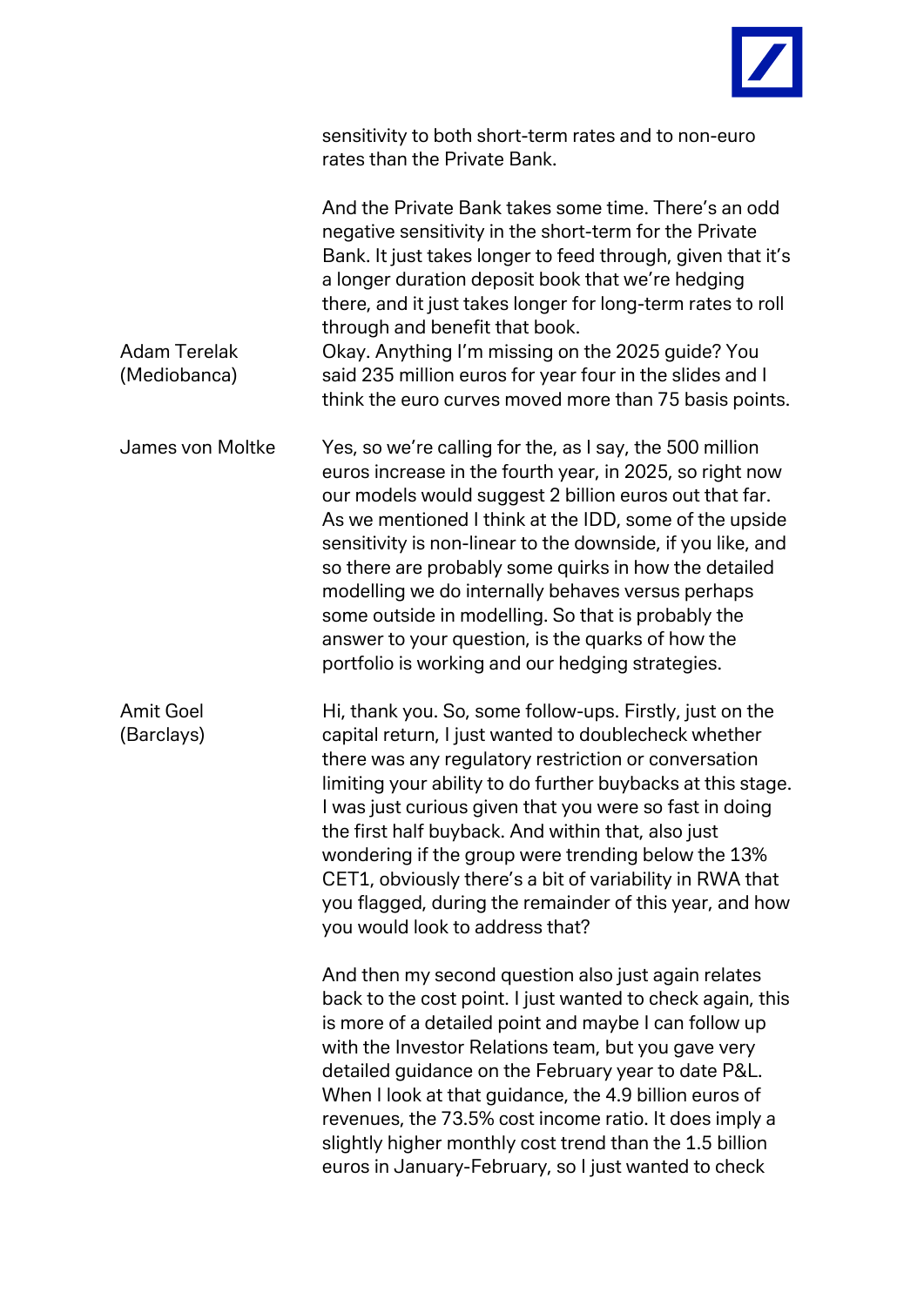sensitivity to both short-term rates and to non-euro rates than the Private Bank.

And the Private Bank takes some time. There's an odd negative sensitivity in the short-term for the Private Bank. It just takes longer to feed through, given that it's a longer duration deposit book that we're hedging there, and it just takes longer for long-term rates to roll through and benefit that book.

**Adam Terelak (Mediobanca)**
Okay. Anything I'm missing on the 2025 guide? You said 235 million euros for year four in the slides and I think the euro curves moved more than 75 basis points.

**James von Moltke**
Yes, so we're calling for the, as I say, the 500 million euros increase in the fourth year, in 2025, so right now our models would suggest 2 billion euros out that far. As we mentioned I think at the IDD, some of the upside sensitivity is non-linear to the downside, if you like, and so there are probably some quirks in how the detailed modelling we do internally behaves versus perhaps some outside in modelling. So that is probably the answer to your question, is the quarks of how the portfolio is working and our hedging strategies.

**Amit Goel (Barclays)**
Hi, thank you. So, some follow-ups. Firstly, just on the capital return, I just wanted to doublecheck whether there was any regulatory restriction or conversation limiting your ability to do further buybacks at this stage. I was just curious given that you were so fast in doing the first half buyback. And within that, also just wondering if the group were trending below the 13% CET1, obviously there's a bit of variability in RWA that you flagged, during the remainder of this year, and how you would look to address that?

And then my second question also just again relates back to the cost point. I just wanted to check again, this is more of a detailed point and maybe I can follow up with the Investor Relations team, but you gave very detailed guidance on the February year to date P&L. When I look at that guidance, the 4.9 billion euros of revenues, the 73.5% cost income ratio. It does imply a slightly higher monthly cost trend than the 1.5 billion euros in January-February, so I just wanted to check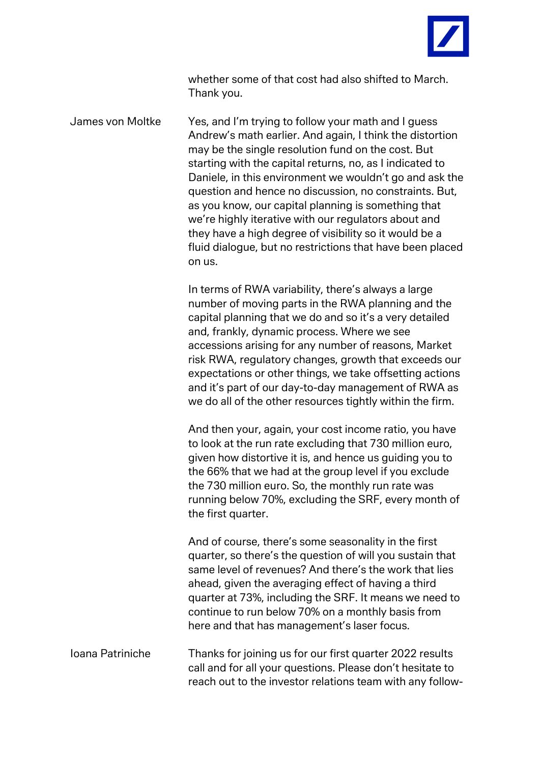whether some of that cost had also shifted to March. Thank you.

James von Moltke

Yes, and I'm trying to follow your math and I guess Andrew's math earlier. And again, I think the distortion may be the single resolution fund on the cost. But starting with the capital returns, no, as I indicated to Daniele, in this environment we wouldn't go and ask the question and hence no discussion, no constraints. But, as you know, our capital planning is something that we're highly iterative with our regulators about and they have a high degree of visibility so it would be a fluid dialogue, but no restrictions that have been placed on us.

In terms of RWA variability, there's always a large number of moving parts in the RWA planning and the capital planning that we do and so it's a very detailed and, frankly, dynamic process. Where we see accessions arising for any number of reasons, Market risk RWA, regulatory changes, growth that exceeds our expectations or other things, we take offsetting actions and it's part of our day-to-day management of RWA as we do all of the other resources tightly within the firm.

And then your, again, your cost income ratio, you have to look at the run rate excluding that 730 million euro, given how distortive it is, and hence us guiding you to the 66% that we had at the group level if you exclude the 730 million euro. So, the monthly run rate was running below 70%, excluding the SRF, every month of the first quarter.

And of course, there's some seasonality in the first quarter, so there's the question of will you sustain that same level of revenues? And there's the work that lies ahead, given the averaging effect of having a third quarter at 73%, including the SRF. It means we need to continue to run below 70% on a monthly basis from here and that has management's laser focus.

Ioana Patriniche

Thanks for joining us for our first quarter 2022 results call and for all your questions. Please don't hesitate to reach out to the investor relations team with any follow-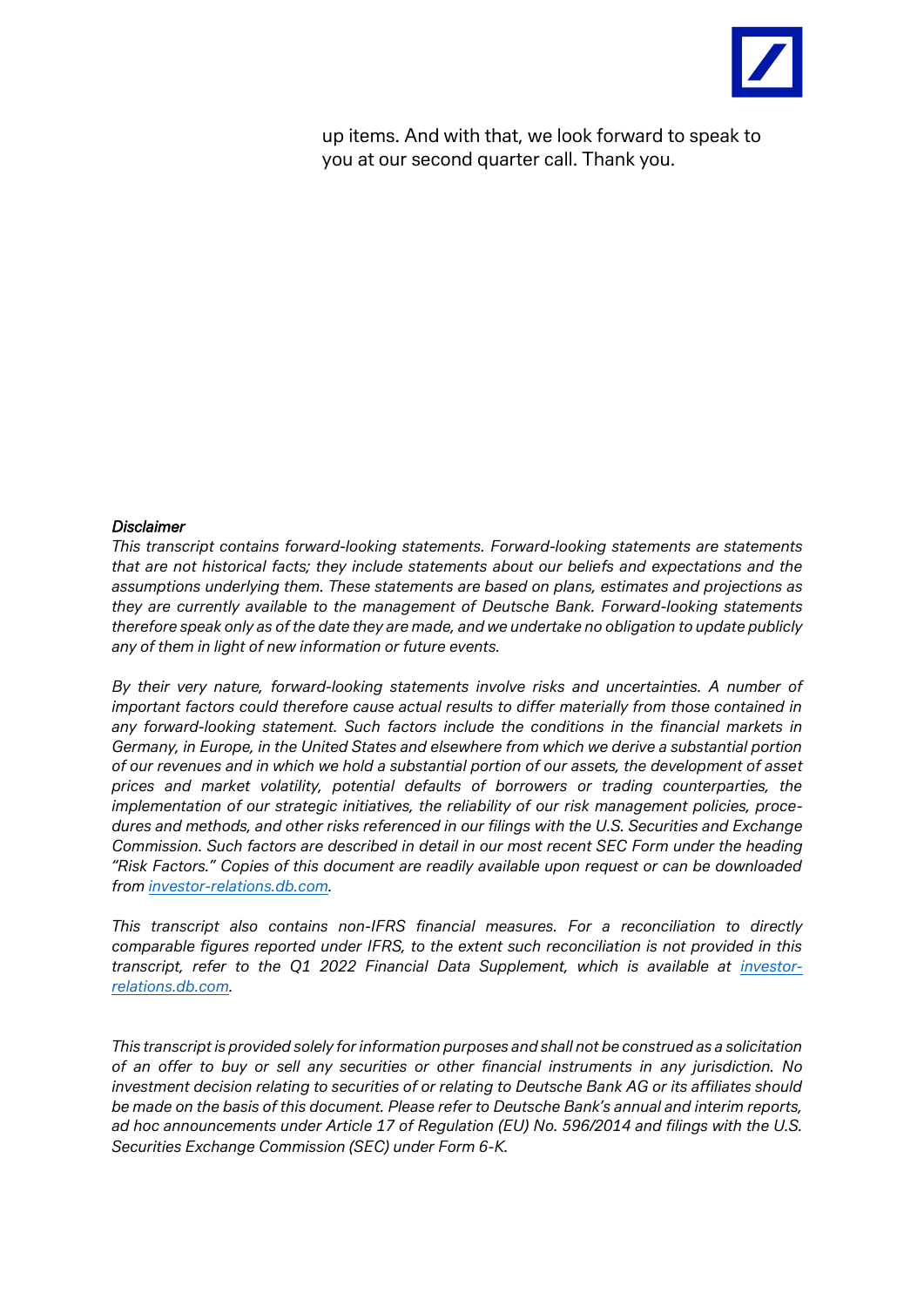up items. And with that, we look forward to speak to you at our second quarter call. Thank you.

*Disclaimer*

*This transcript contains forward-looking statements. Forward-looking statements are statements that are not historical facts; they include statements about our beliefs and expectations and the assumptions underlying them. These statements are based on plans, estimates and projections as they are currently available to the management of Deutsche Bank. Forward-looking statements therefore speak only as of the date they are made, and we undertake no obligation to update publicly any of them in light of new information or future events.*

*By their very nature, forward-looking statements involve risks and uncertainties. A number of important factors could therefore cause actual results to differ materially from those contained in any forward-looking statement. Such factors include the conditions in the financial markets in Germany, in Europe, in the United States and elsewhere from which we derive a substantial portion of our revenues and in which we hold a substantial portion of our assets, the development of asset prices and market volatility, potential defaults of borrowers or trading counterparties, the implementation of our strategic initiatives, the reliability of our risk management policies, procedures and methods, and other risks referenced in our filings with the U.S. Securities and Exchange Commission. Such factors are described in detail in our most recent SEC Form under the heading "Risk Factors." Copies of this document are readily available upon request or can be downloaded from [investor-relations.db.com](investor-relations.db.com).*

*This transcript also contains non-IFRS financial measures. For a reconciliation to directly comparable figures reported under IFRS, to the extent such reconciliation is not provided in this transcript, refer to the Q1 2022 Financial Data Supplement, which is available at [investor-relations.db.com](investor-relations.db.com).*

*This transcript is provided solely for information purposes and shall not be construed as a solicitation of an offer to buy or sell any securities or other financial instruments in any jurisdiction. No investment decision relating to securities of or relating to Deutsche Bank AG or its affiliates should be made on the basis of this document. Please refer to Deutsche Bank's annual and interim reports, ad hoc announcements under Article 17 of Regulation (EU) No. 596/2014 and filings with the U.S. Securities Exchange Commission (SEC) under Form 6-K.*